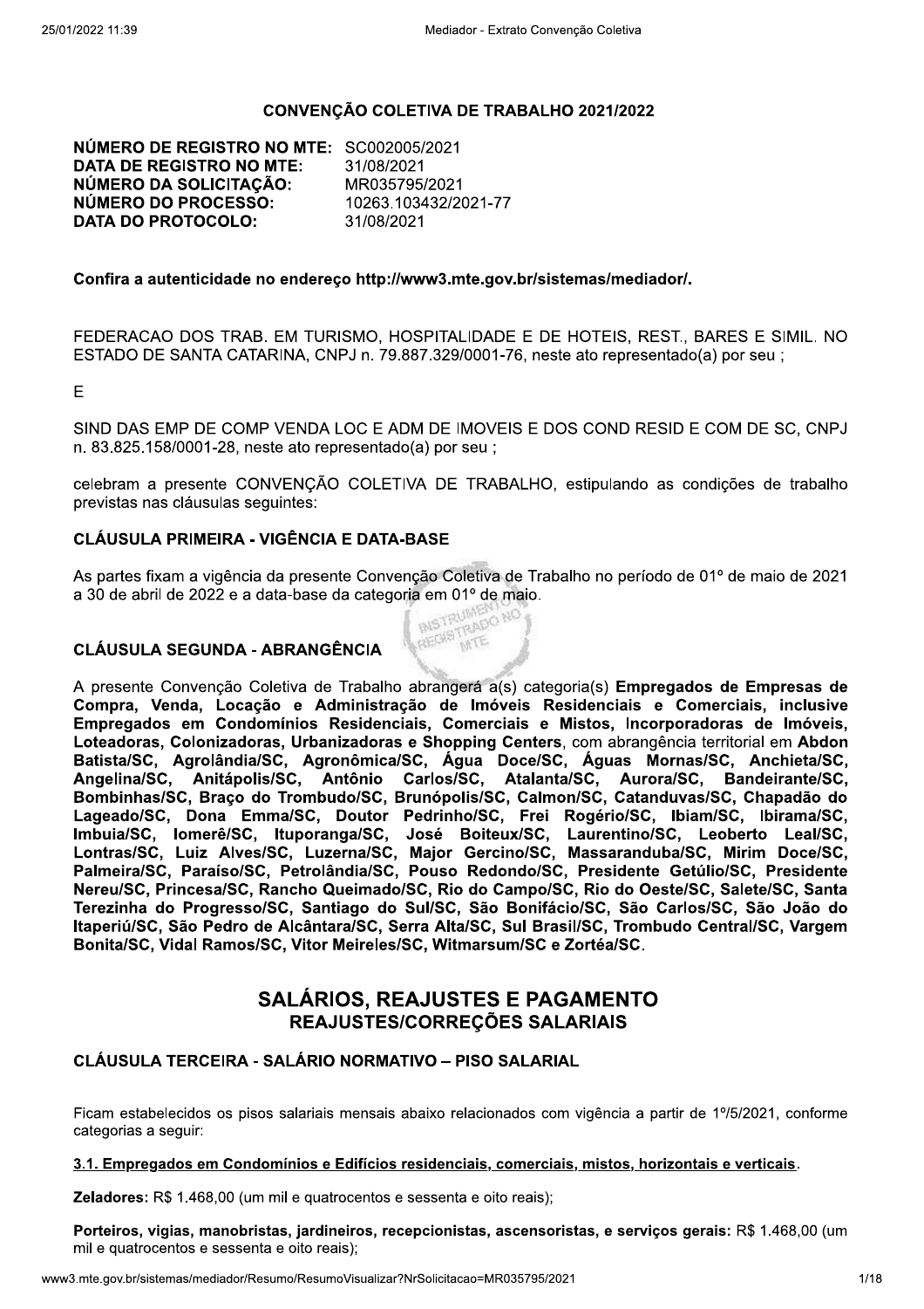## CONVENÇÃO COLETIVA DE TRABALHO 2021/2022

**NÚMERO DE REGISTRO NO MTE:** SC002005/2021
**DATA DE REGISTRO NO MTE:** 31/08/2021
**NÚMERO DA SOLICITAÇÃO:** MR035795/2021
**NÚMERO DO PROCESSO:** 10263.103432/2021-77
**DATA DO PROTOCOLO:** 31/08/2021

**Confira a autenticidade no endereço http://www3.mte.gov.br/sistemas/mediador/.**

FEDERACAO DOS TRAB. EM TURISMO, HOSPITALIDADE E DE HOTEIS, REST., BARES E SIMIL. NO ESTADO DE SANTA CATARINA, CNPJ n. 79.887.329/0001-76, neste ato representado(a) por seu ;

E

SIND DAS EMP DE COMP VENDA LOC E ADM DE IMOVEIS E DOS COND RESID E COM DE SC, CNPJ n. 83.825.158/0001-28, neste ato representado(a) por seu ;

celebram a presente CONVENÇÃO COLETIVA DE TRABALHO, estipulando as condições de trabalho previstas nas cláusulas seguintes:

### CLÁUSULA PRIMEIRA - VIGÊNCIA E DATA-BASE

As partes fixam a vigência da presente Convenção Coletiva de Trabalho no período de 01º de maio de 2021 a 30 de abril de 2022 e a data-base da categoria em 01º de maio.

### CLÁUSULA SEGUNDA - ABRANGÊNCIA

A presente Convenção Coletiva de Trabalho abrangerá a(s) categoria(s) **Empregados de Empresas de Compra, Venda, Locação e Administração de Imóveis Residenciais e Comerciais, inclusive Empregados em Condomínios Residenciais, Comerciais e Mistos, Incorporadoras de Imóveis, Loteadoras, Colonizadoras, Urbanizadoras e Shopping Centers**, com abrangência territorial em **Abdon Batista/SC, Agrolândia/SC, Agronômica/SC, Água Doce/SC, Águas Mornas/SC, Anchieta/SC, Angelina/SC, Anitápolis/SC, Antônio Carlos/SC, Atalanta/SC, Aurora/SC, Bandeirante/SC, Bombinhas/SC, Braço do Trombudo/SC, Brunópolis/SC, Calmon/SC, Catanduvas/SC, Chapadão do Lageado/SC, Dona Emma/SC, Doutor Pedrinho/SC, Frei Rogério/SC, Ibiam/SC, Ibirama/SC, Imbuia/SC, Iomerê/SC, Ituporanga/SC, José Boiteux/SC, Laurentino/SC, Leoberto Leal/SC, Lontras/SC, Luiz Alves/SC, Luzerna/SC, Major Gercino/SC, Massaranduba/SC, Mirim Doce/SC, Palmeira/SC, Paraíso/SC, Petrolândia/SC, Pouso Redondo/SC, Presidente Getúlio/SC, Presidente Nereu/SC, Princesa/SC, Rancho Queimado/SC, Rio do Campo/SC, Rio do Oeste/SC, Salete/SC, Santa Terezinha do Progresso/SC, Santiago do Sul/SC, São Bonifácio/SC, São Carlos/SC, São João do Itaperiú/SC, São Pedro de Alcântara/SC, Serra Alta/SC, Sul Brasil/SC, Trombudo Central/SC, Vargem Bonita/SC, Vidal Ramos/SC, Vitor Meireles/SC, Witmarsum/SC e Zortéa/SC**.

## SALÁRIOS, REAJUSTES E PAGAMENTO
### REAJUSTES/CORREÇÕES SALARIAIS

### CLÁUSULA TERCEIRA - SALÁRIO NORMATIVO – PISO SALARIAL

Ficam estabelecidos os pisos salariais mensais abaixo relacionados com vigência a partir de 1º/5/2021, conforme categorias a seguir:

**3.1. Empregados em Condomínios e Edifícios residenciais, comerciais, mistos, horizontais e verticais.**

**Zeladores:** R$ 1.468,00 (um mil e quatrocentos e sessenta e oito reais);

**Porteiros, vigias, manobristas, jardineiros, recepcionistas, ascensoristas, e serviços gerais:** R$ 1.468,00 (um mil e quatrocentos e sessenta e oito reais);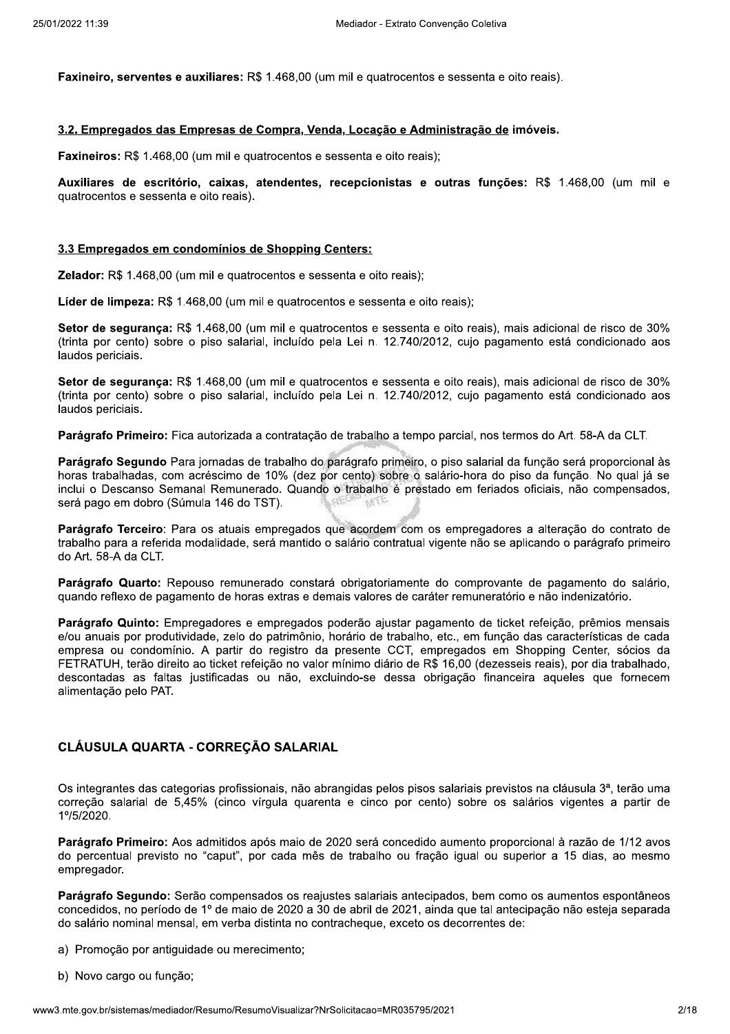**Faxineiro, serventes e auxiliares:** R$ 1.468,00 (um mil e quatrocentos e sessenta e oito reais).

**3.2. Empregados das Empresas de Compra, Venda, Locação e Administração de imóveis.**

**Faxineiros:** R$ 1.468,00 (um mil e quatrocentos e sessenta e oito reais);

**Auxiliares de escritório, caixas, atendentes, recepcionistas e outras funções:** R$ 1.468,00 (um mil e quatrocentos e sessenta e oito reais).

**3.3 Empregados em condomínios de Shopping Centers:**

**Zelador:** R$ 1.468,00 (um mil e quatrocentos e sessenta e oito reais);

**Líder de limpeza:** R$ 1.468,00 (um mil e quatrocentos e sessenta e oito reais);

**Setor de segurança:** R$ 1.468,00 (um mil e quatrocentos e sessenta e oito reais), mais adicional de risco de 30% (trinta por cento) sobre o piso salarial, incluído pela Lei n. 12.740/2012, cujo pagamento está condicionado aos laudos periciais.

**Setor de segurança:** R$ 1.468,00 (um mil e quatrocentos e sessenta e oito reais), mais adicional de risco de 30% (trinta por cento) sobre o piso salarial, incluído pela Lei n. 12.740/2012, cujo pagamento está condicionado aos laudos periciais.

**Parágrafo Primeiro:** Fica autorizada a contratação de trabalho a tempo parcial, nos termos do Art. 58-A da CLT.

**Parágrafo Segundo** Para jornadas de trabalho do parágrafo primeiro, o piso salarial da função será proporcional às horas trabalhadas, com acréscimo de 10% (dez por cento) sobre o salário-hora do piso da função. No qual já se inclui o Descanso Semanal Remunerado. Quando o trabalho é prestado em feriados oficiais, não compensados, será pago em dobro (Súmula 146 do TST).

**Parágrafo Terceiro**: Para os atuais empregados que acordem com os empregadores a alteração do contrato de trabalho para a referida modalidade, será mantido o salário contratual vigente não se aplicando o parágrafo primeiro do Art. 58-A da CLT.

**Parágrafo Quarto:** Repouso remunerado constará obrigatoriamente do comprovante de pagamento do salário, quando reflexo de pagamento de horas extras e demais valores de caráter remuneratório e não indenizatório.

**Parágrafo Quinto:** Empregadores e empregados poderão ajustar pagamento de ticket refeição, prêmios mensais e/ou anuais por produtividade, zelo do patrimônio, horário de trabalho, etc., em função das características de cada empresa ou condomínio. A partir do registro da presente CCT, empregados em Shopping Center, sócios da FETRATUH, terão direito ao ticket refeição no valor mínimo diário de R$ 16,00 (dezesseis reais), por dia trabalhado, descontadas as faltas justificadas ou não, excluindo-se dessa obrigação financeira aqueles que fornecem alimentação pelo PAT.

## CLÁUSULA QUARTA - CORREÇÃO SALARIAL

Os integrantes das categorias profissionais, não abrangidas pelos pisos salariais previstos na cláusula 3ª, terão uma correção salarial de 5,45% (cinco vírgula quarenta e cinco por cento) sobre os salários vigentes a partir de 1º/5/2020.

**Parágrafo Primeiro:** Aos admitidos após maio de 2020 será concedido aumento proporcional à razão de 1/12 avos do percentual previsto no "caput", por cada mês de trabalho ou fração igual ou superior a 15 dias, ao mesmo empregador.

**Parágrafo Segundo**: Serão compensados os reajustes salariais antecipados, bem como os aumentos espontâneos concedidos, no período de 1º de maio de 2020 a 30 de abril de 2021, ainda que tal antecipação não esteja separada do salário nominal mensal, em verba distinta no contracheque, exceto os decorrentes de:

a) Promoção por antiguidade ou merecimento;

b) Novo cargo ou função;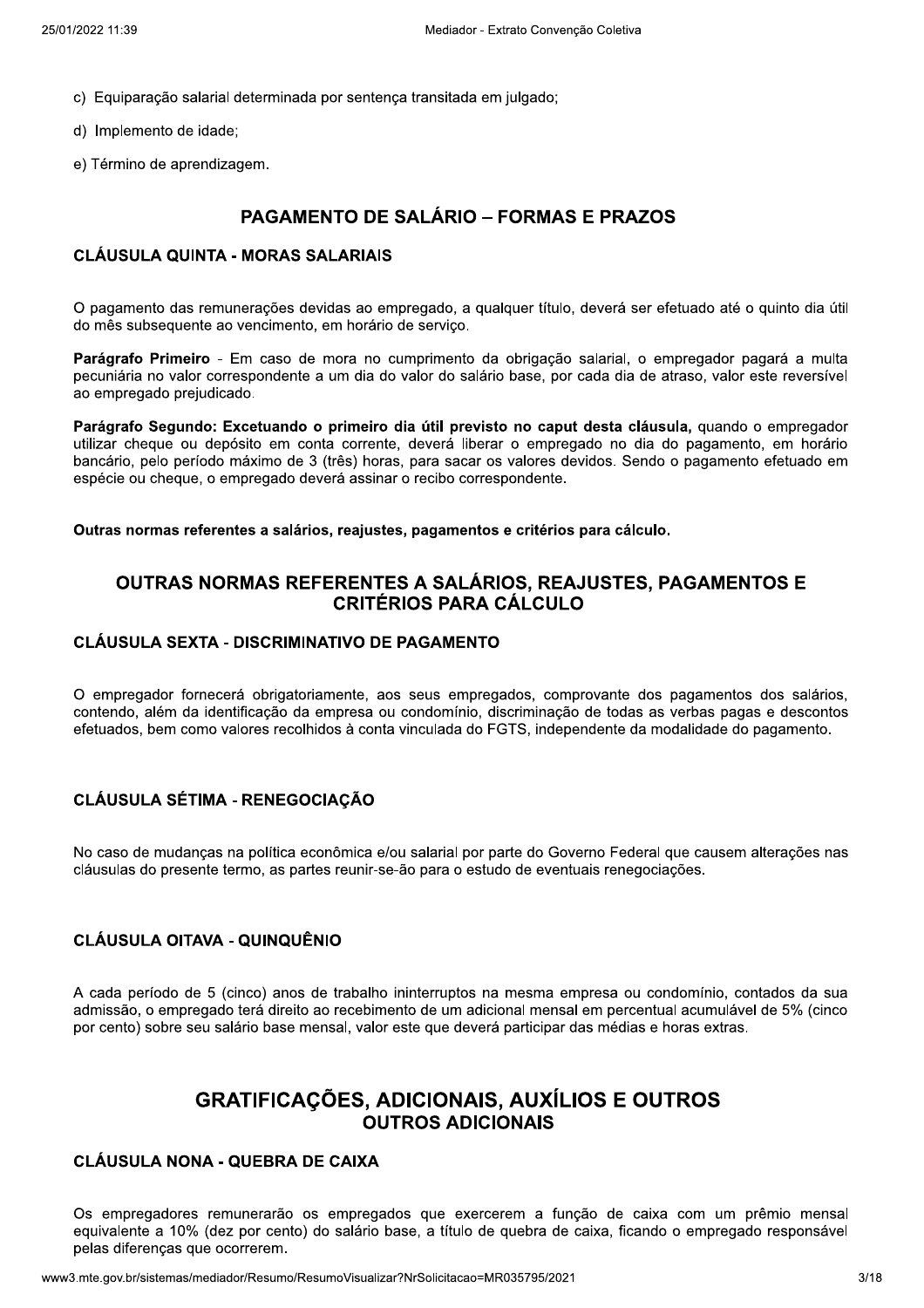c) Equiparação salarial determinada por sentença transitada em julgado;

d) Implemento de idade;

e) Término de aprendizagem.

## PAGAMENTO DE SALÁRIO – FORMAS E PRAZOS

### CLÁUSULA QUINTA - MORAS SALARIAIS

O pagamento das remunerações devidas ao empregado, a qualquer título, deverá ser efetuado até o quinto dia útil do mês subsequente ao vencimento, em horário de serviço.

**Parágrafo Primeiro** - Em caso de mora no cumprimento da obrigação salarial, o empregador pagará a multa pecuniária no valor correspondente a um dia do valor do salário base, por cada dia de atraso, valor este reversível ao empregado prejudicado.

**Parágrafo Segundo: Excetuando o primeiro dia útil previsto no caput desta cláusula,** quando o empregador utilizar cheque ou depósito em conta corrente, deverá liberar o empregado no dia do pagamento, em horário bancário, pelo período máximo de 3 (três) horas, para sacar os valores devidos. Sendo o pagamento efetuado em espécie ou cheque, o empregado deverá assinar o recibo correspondente.

**Outras normas referentes a salários, reajustes, pagamentos e critérios para cálculo.**

## OUTRAS NORMAS REFERENTES A SALÁRIOS, REAJUSTES, PAGAMENTOS E CRITÉRIOS PARA CÁLCULO

### CLÁUSULA SEXTA - DISCRIMINATIVO DE PAGAMENTO

O empregador fornecerá obrigatoriamente, aos seus empregados, comprovante dos pagamentos dos salários, contendo, além da identificação da empresa ou condomínio, discriminação de todas as verbas pagas e descontos efetuados, bem como valores recolhidos à conta vinculada do FGTS, independente da modalidade do pagamento.

### CLÁUSULA SÉTIMA - RENEGOCIAÇÃO

No caso de mudanças na política econômica e/ou salarial por parte do Governo Federal que causem alterações nas cláusulas do presente termo, as partes reunir-se-ão para o estudo de eventuais renegociações.

### CLÁUSULA OITAVA - QUINQUÊNIO

A cada período de 5 (cinco) anos de trabalho ininterruptos na mesma empresa ou condomínio, contados da sua admissão, o empregado terá direito ao recebimento de um adicional mensal em percentual acumulável de 5% (cinco por cento) sobre seu salário base mensal, valor este que deverá participar das médias e horas extras.

## GRATIFICAÇÕES, ADICIONAIS, AUXÍLIOS E OUTROS
## OUTROS ADICIONAIS

### CLÁUSULA NONA - QUEBRA DE CAIXA

Os empregadores remunerarão os empregados que exercerem a função de caixa com um prêmio mensal equivalente a 10% (dez por cento) do salário base, a título de quebra de caixa, ficando o empregado responsável pelas diferenças que ocorrerem.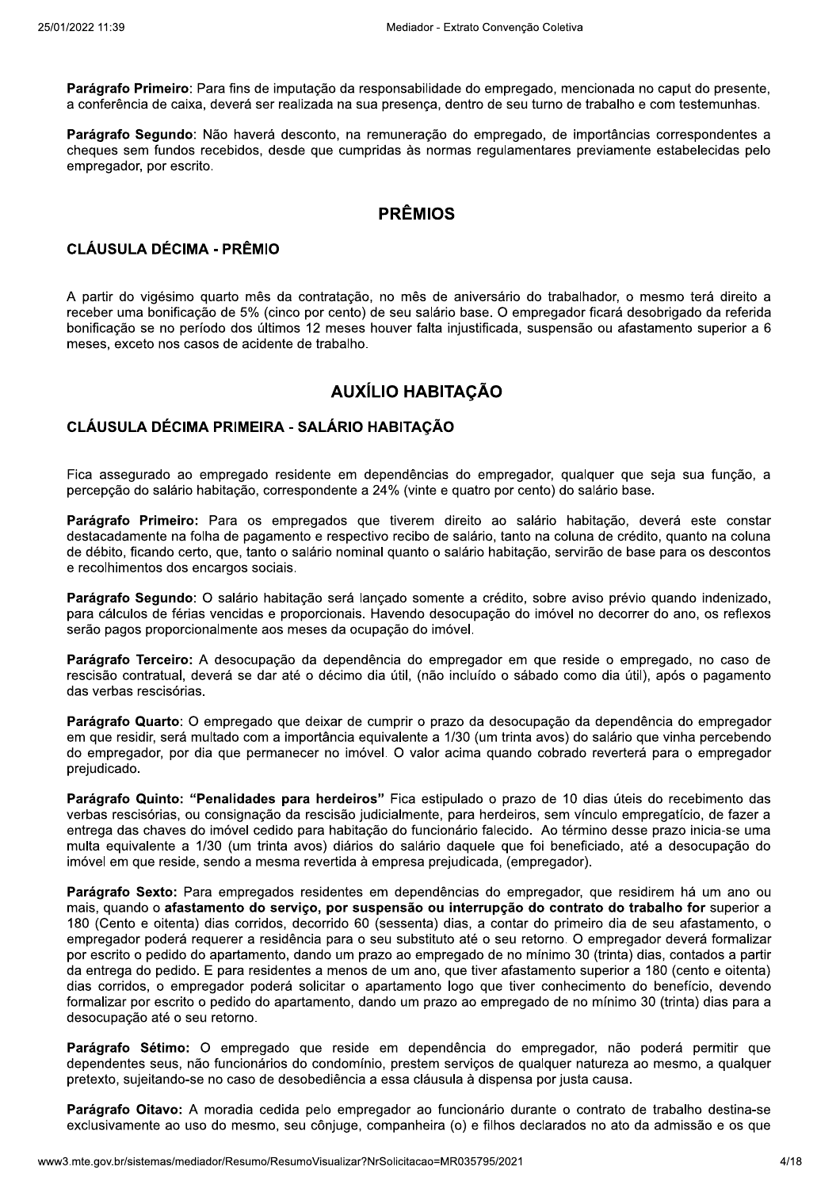**Parágrafo Primeiro**: Para fins de imputação da responsabilidade do empregado, mencionada no caput do presente, a conferência de caixa, deverá ser realizada na sua presença, dentro de seu turno de trabalho e com testemunhas.

**Parágrafo Segundo**: Não haverá desconto, na remuneração do empregado, de importâncias correspondentes a cheques sem fundos recebidos, desde que cumpridas às normas regulamentares previamente estabelecidas pelo empregador, por escrito.

## PRÊMIOS

### CLÁUSULA DÉCIMA - PRÊMIO

A partir do vigésimo quarto mês da contratação, no mês de aniversário do trabalhador, o mesmo terá direito a receber uma bonificação de 5% (cinco por cento) de seu salário base. O empregador ficará desobrigado da referida bonificação se no período dos últimos 12 meses houver falta injustificada, suspensão ou afastamento superior a 6 meses, exceto nos casos de acidente de trabalho.

## AUXÍLIO HABITAÇÃO

### CLÁUSULA DÉCIMA PRIMEIRA - SALÁRIO HABITAÇÃO

Fica assegurado ao empregado residente em dependências do empregador, qualquer que seja sua função, a percepção do salário habitação, correspondente a 24% (vinte e quatro por cento) do salário base.

**Parágrafo Primeiro:** Para os empregados que tiverem direito ao salário habitação, deverá este constar destacadamente na folha de pagamento e respectivo recibo de salário, tanto na coluna de crédito, quanto na coluna de débito, ficando certo, que, tanto o salário nominal quanto o salário habitação, servirão de base para os descontos e recolhimentos dos encargos sociais.

**Parágrafo Segundo**: O salário habitação será lançado somente a crédito, sobre aviso prévio quando indenizado, para cálculos de férias vencidas e proporcionais. Havendo desocupação do imóvel no decorrer do ano, os reflexos serão pagos proporcionalmente aos meses da ocupação do imóvel.

**Parágrafo Terceiro:** A desocupação da dependência do empregador em que reside o empregado, no caso de rescisão contratual, deverá se dar até o décimo dia útil, (não incluído o sábado como dia útil), após o pagamento das verbas rescisórias.

**Parágrafo Quarto**: O empregado que deixar de cumprir o prazo da desocupação da dependência do empregador em que residir, será multado com a importância equivalente a 1/30 (um trinta avos) do salário que vinha percebendo do empregador, por dia que permanecer no imóvel. O valor acima quando cobrado reverterá para o empregador prejudicado.

**Parágrafo Quinto: "Penalidades para herdeiros"** Fica estipulado o prazo de 10 dias úteis do recebimento das verbas rescisórias, ou consignação da rescisão judicialmente, para herdeiros, sem vínculo empregatício, de fazer a entrega das chaves do imóvel cedido para habitação do funcionário falecido. Ao término desse prazo inicia-se uma multa equivalente a 1/30 (um trinta avos) diários do salário daquele que foi beneficiado, até a desocupação do imóvel em que reside, sendo a mesma revertida à empresa prejudicada, (empregador).

**Parágrafo Sexto:** Para empregados residentes em dependências do empregador, que residirem há um ano ou mais, quando o **afastamento do serviço, por suspensão ou interrupção do contrato do trabalho for** superior a 180 (Cento e oitenta) dias corridos, decorrido 60 (sessenta) dias, a contar do primeiro dia de seu afastamento, o empregador poderá requerer a residência para o seu substituto até o seu retorno. O empregador deverá formalizar por escrito o pedido do apartamento, dando um prazo ao empregado de no mínimo 30 (trinta) dias, contados a partir da entrega do pedido. E para residentes a menos de um ano, que tiver afastamento superior a 180 (cento e oitenta) dias corridos, o empregador poderá solicitar o apartamento logo que tiver conhecimento do benefício, devendo formalizar por escrito o pedido do apartamento, dando um prazo ao empregado de no mínimo 30 (trinta) dias para a desocupação até o seu retorno.

**Parágrafo Sétimo:** O empregado que reside em dependência do empregador, não poderá permitir que dependentes seus, não funcionários do condomínio, prestem serviços de qualquer natureza ao mesmo, a qualquer pretexto, sujeitando-se no caso de desobediência a essa cláusula à dispensa por justa causa.

**Parágrafo Oitavo:** A moradia cedida pelo empregador ao funcionário durante o contrato de trabalho destina-se exclusivamente ao uso do mesmo, seu cônjuge, companheira (o) e filhos declarados no ato da admissão e os que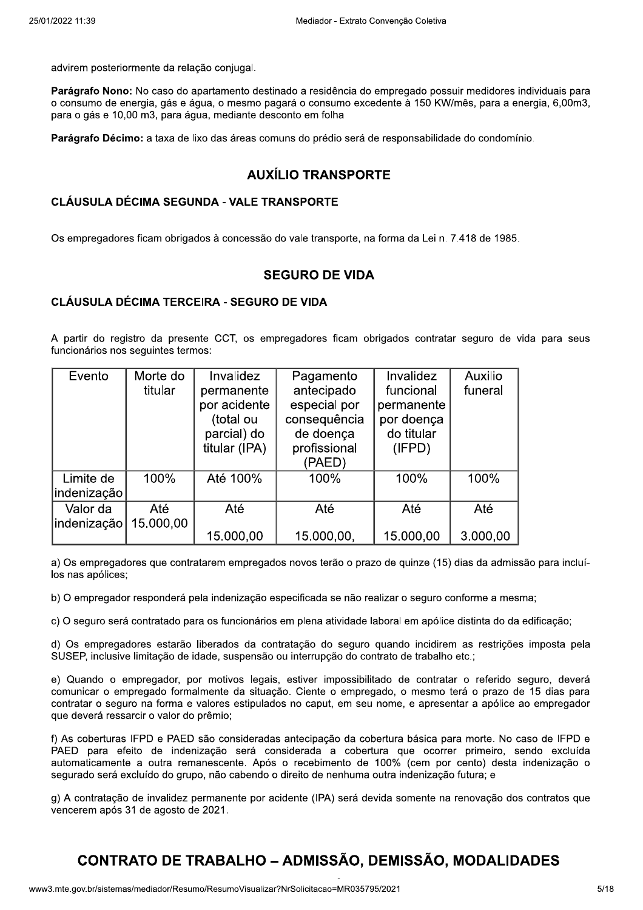advirem posteriormente da relação conjugal.

**Parágrafo Nono:** No caso do apartamento destinado a residência do empregado possuir medidores individuais para o consumo de energia, gás e água, o mesmo pagará o consumo excedente à 150 KW/mês, para a energia, 6,00m3, para o gás e 10,00 m3, para água, mediante desconto em folha

**Parágrafo Décimo:** a taxa de lixo das áreas comuns do prédio será de responsabilidade do condomínio.

## AUXÍLIO TRANSPORTE

### CLÁUSULA DÉCIMA SEGUNDA - VALE TRANSPORTE

Os empregadores ficam obrigados à concessão do vale transporte, na forma da Lei n. 7.418 de 1985.

## SEGURO DE VIDA

### CLÁUSULA DÉCIMA TERCEIRA - SEGURO DE VIDA

A partir do registro da presente CCT, os empregadores ficam obrigados contratar seguro de vida para seus funcionários nos seguintes termos:

| Evento | Morte do titular | Invalidez permanente por acidente (total ou parcial) do titular (IPA) | Pagamento antecipado especial por consequência de doença profissional (PAED) | Invalidez funcional permanente por doença do titular (IFPD) | Auxilio funeral |
|---|---|---|---|---|---|
| Limite de indenização | 100% | Até 100% | 100% | 100% | 100% |
| Valor da indenização | Até 15.000,00 | Até 15.000,00 | Até 15.000,00, | Até 15.000,00 | Até 3.000,00 |

a) Os empregadores que contratarem empregados novos terão o prazo de quinze (15) dias da admissão para incluí-los nas apólices;

b) O empregador responderá pela indenização especificada se não realizar o seguro conforme a mesma;

c) O seguro será contratado para os funcionários em plena atividade laboral em apólice distinta do da edificação;

d) Os empregadores estarão liberados da contratação do seguro quando incidirem as restrições imposta pela SUSEP, inclusive limitação de idade, suspensão ou interrupção do contrato de trabalho etc.;

e) Quando o empregador, por motivos legais, estiver impossibilitado de contratar o referido seguro, deverá comunicar o empregado formalmente da situação. Ciente o empregado, o mesmo terá o prazo de 15 dias para contratar o seguro na forma e valores estipulados no caput, em seu nome, e apresentar a apólice ao empregador que deverá ressarcir o valor do prêmio;

f) As coberturas IFPD e PAED são consideradas antecipação da cobertura básica para morte. No caso de IFPD e PAED para efeito de indenização será considerada a cobertura que ocorrer primeiro, sendo excluída automaticamente a outra remanescente. Após o recebimento de 100% (cem por cento) desta indenização o segurado será excluído do grupo, não cabendo o direito de nenhuma outra indenização futura; e

g) A contratação de invalidez permanente por acidente (IPA) será devida somente na renovação dos contratos que vencerem após 31 de agosto de 2021.

# CONTRATO DE TRABALHO – ADMISSÃO, DEMISSÃO, MODALIDADES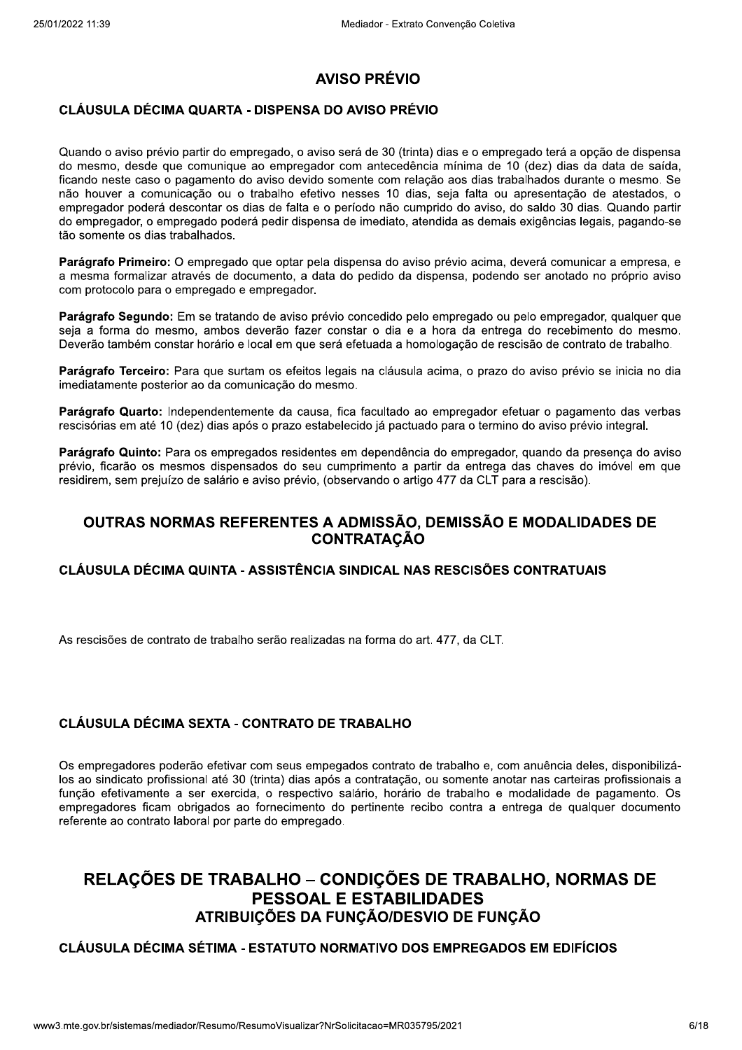## AVISO PRÉVIO

### CLÁUSULA DÉCIMA QUARTA - DISPENSA DO AVISO PRÉVIO

Quando o aviso prévio partir do empregado, o aviso será de 30 (trinta) dias e o empregado terá a opção de dispensa do mesmo, desde que comunique ao empregador com antecedência mínima de 10 (dez) dias da data de saída, ficando neste caso o pagamento do aviso devido somente com relação aos dias trabalhados durante o mesmo. Se não houver a comunicação ou o trabalho efetivo nesses 10 dias, seja falta ou apresentação de atestados, o empregador poderá descontar os dias de falta e o período não cumprido do aviso, do saldo 30 dias. Quando partir do empregador, o empregado poderá pedir dispensa de imediato, atendida as demais exigências legais, pagando-se tão somente os dias trabalhados.

**Parágrafo Primeiro:** O empregado que optar pela dispensa do aviso prévio acima, deverá comunicar a empresa, e a mesma formalizar através de documento, a data do pedido da dispensa, podendo ser anotado no próprio aviso com protocolo para o empregado e empregador.

**Parágrafo Segundo:** Em se tratando de aviso prévio concedido pelo empregado ou pelo empregador, qualquer que seja a forma do mesmo, ambos deverão fazer constar o dia e a hora da entrega do recebimento do mesmo. Deverão também constar horário e local em que será efetuada a homologação de rescisão de contrato de trabalho.

**Parágrafo Terceiro:** Para que surtam os efeitos legais na cláusula acima, o prazo do aviso prévio se inicia no dia imediatamente posterior ao da comunicação do mesmo.

**Parágrafo Quarto:** Independentemente da causa, fica facultado ao empregador efetuar o pagamento das verbas rescisórias em até 10 (dez) dias após o prazo estabelecido já pactuado para o termino do aviso prévio integral.

**Parágrafo Quinto:** Para os empregados residentes em dependência do empregador, quando da presença do aviso prévio, ficarão os mesmos dispensados do seu cumprimento a partir da entrega das chaves do imóvel em que residirem, sem prejuízo de salário e aviso prévio, (observando o artigo 477 da CLT para a rescisão).

## OUTRAS NORMAS REFERENTES A ADMISSÃO, DEMISSÃO E MODALIDADES DE CONTRATAÇÃO

### CLÁUSULA DÉCIMA QUINTA - ASSISTÊNCIA SINDICAL NAS RESCISÕES CONTRATUAIS

As rescisões de contrato de trabalho serão realizadas na forma do art. 477, da CLT.

### CLÁUSULA DÉCIMA SEXTA - CONTRATO DE TRABALHO

Os empregadores poderão efetivar com seus empegados contrato de trabalho e, com anuência deles, disponibilizá-los ao sindicato profissional até 30 (trinta) dias após a contratação, ou somente anotar nas carteiras profissionais a função efetivamente a ser exercida, o respectivo salário, horário de trabalho e modalidade de pagamento. Os empregadores ficam obrigados ao fornecimento do pertinente recibo contra a entrega de qualquer documento referente ao contrato laboral por parte do empregado.

## RELAÇÕES DE TRABALHO – CONDIÇÕES DE TRABALHO, NORMAS DE PESSOAL E ESTABILIDADES

## ATRIBUIÇÕES DA FUNÇÃO/DESVIO DE FUNÇÃO

### CLÁUSULA DÉCIMA SÉTIMA - ESTATUTO NORMATIVO DOS EMPREGADOS EM EDIFÍCIOS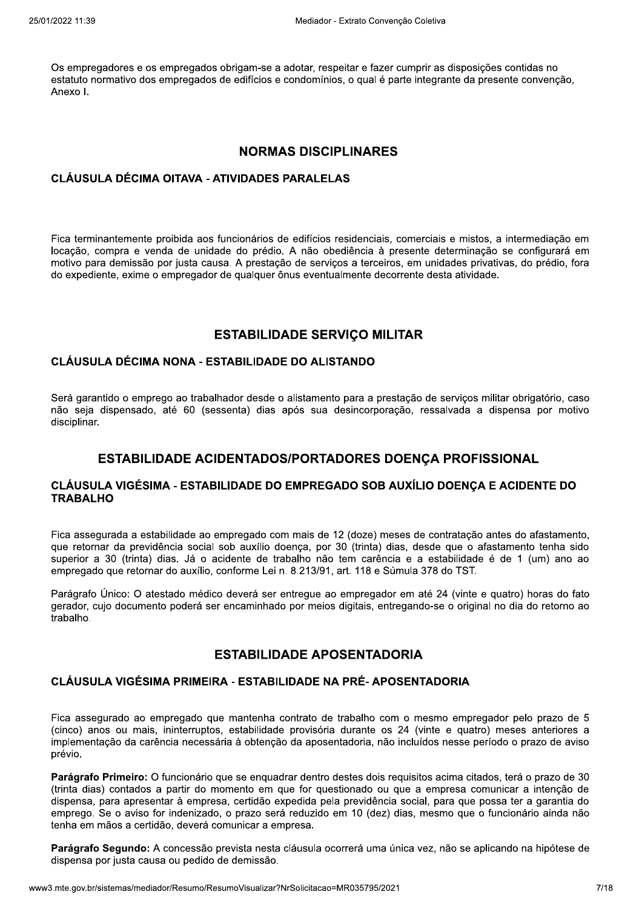Os empregadores e os empregados obrigam-se a adotar, respeitar e fazer cumprir as disposições contidas no estatuto normativo dos empregados de edifícios e condomínios, o qual é parte integrante da presente convenção, Anexo I.

## NORMAS DISCIPLINARES

### CLÁUSULA DÉCIMA OITAVA - ATIVIDADES PARALELAS

Fica terminantemente proibida aos funcionários de edifícios residenciais, comerciais e mistos, a intermediação em locação, compra e venda de unidade do prédio. A não obediência à presente determinação se configurará em motivo para demissão por justa causa. A prestação de serviços a terceiros, em unidades privativas, do prédio, fora do expediente, exime o empregador de qualquer ônus eventualmente decorrente desta atividade.

## ESTABILIDADE SERVIÇO MILITAR

### CLÁUSULA DÉCIMA NONA - ESTABILIDADE DO ALISTANDO

Será garantido o emprego ao trabalhador desde o alistamento para a prestação de serviços militar obrigatório, caso não seja dispensado, até 60 (sessenta) dias após sua desincorporação, ressalvada a dispensa por motivo disciplinar.

## ESTABILIDADE ACIDENTADOS/PORTADORES DOENÇA PROFISSIONAL

### CLÁUSULA VIGÉSIMA - ESTABILIDADE DO EMPREGADO SOB AUXÍLIO DOENÇA E ACIDENTE DO TRABALHO

Fica assegurada a estabilidade ao empregado com mais de 12 (doze) meses de contratação antes do afastamento, que retornar da previdência social sob auxílio doença, por 30 (trinta) dias, desde que o afastamento tenha sido superior a 30 (trinta) dias. Já o acidente de trabalho não tem carência e a estabilidade é de 1 (um) ano ao empregado que retornar do auxílio, conforme Lei n. 8.213/91, art. 118 e Súmula 378 do TST.

Parágrafo Único: O atestado médico deverá ser entregue ao empregador em até 24 (vinte e quatro) horas do fato gerador, cujo documento poderá ser encaminhado por meios digitais, entregando-se o original no dia do retorno ao trabalho.

## ESTABILIDADE APOSENTADORIA

### CLÁUSULA VIGÉSIMA PRIMEIRA - ESTABILIDADE NA PRÉ- APOSENTADORIA

Fica assegurado ao empregado que mantenha contrato de trabalho com o mesmo empregador pelo prazo de 5 (cinco) anos ou mais, ininterruptos, estabilidade provisória durante os 24 (vinte e quatro) meses anteriores a implementação da carência necessária à obtenção da aposentadoria, não incluídos nesse período o prazo de aviso prévio.

**Parágrafo Primeiro:** O funcionário que se enquadrar dentro destes dois requisitos acima citados, terá o prazo de 30 (trinta dias) contados a partir do momento em que for questionado ou que a empresa comunicar a intenção de dispensa, para apresentar à empresa, certidão expedida pela previdência social, para que possa ter a garantia do emprego. Se o aviso for indenizado, o prazo será reduzido em 10 (dez) dias, mesmo que o funcionário ainda não tenha em mãos a certidão, deverá comunicar a empresa.

**Parágrafo Segundo:** A concessão prevista nesta cláusula ocorrerá uma única vez, não se aplicando na hipótese de dispensa por justa causa ou pedido de demissão.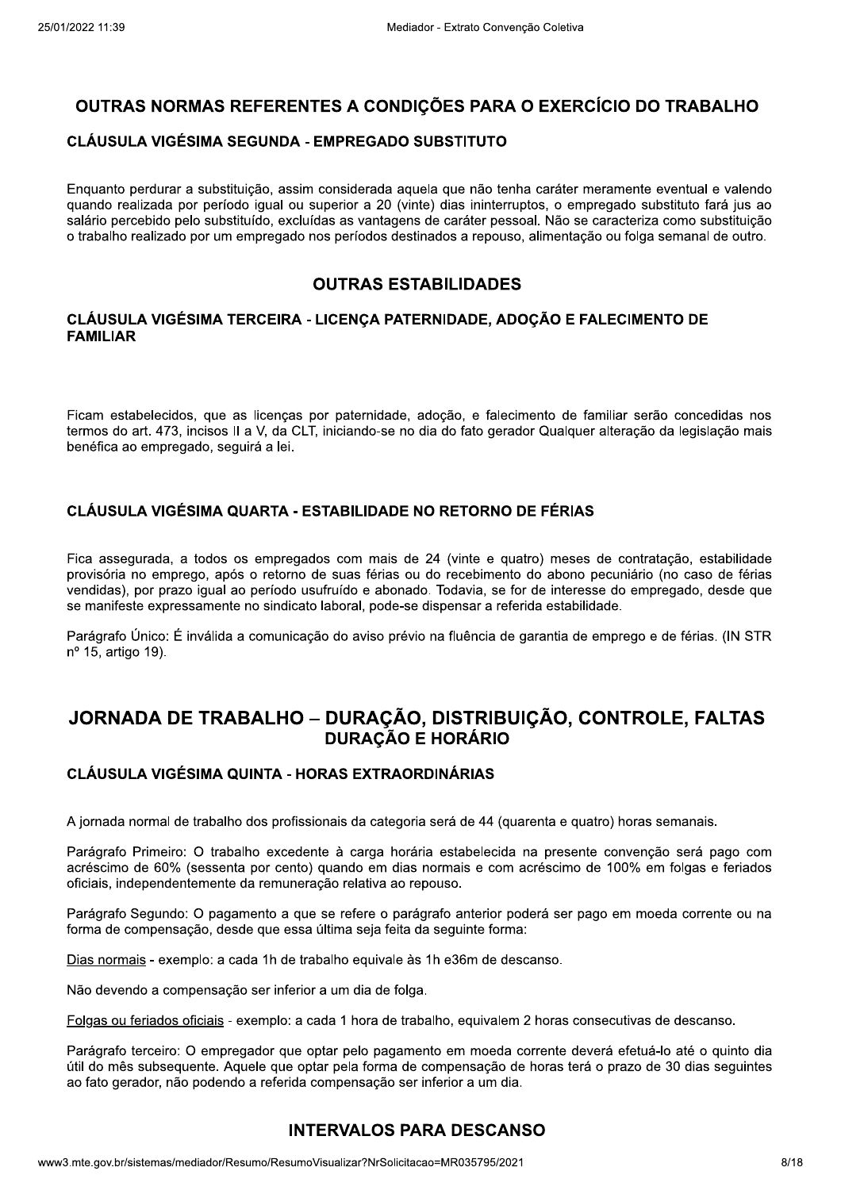## OUTRAS NORMAS REFERENTES A CONDIÇÕES PARA O EXERCÍCIO DO TRABALHO

### CLÁUSULA VIGÉSIMA SEGUNDA - EMPREGADO SUBSTITUTO

Enquanto perdurar a substituição, assim considerada aquela que não tenha caráter meramente eventual e valendo quando realizada por período igual ou superior a 20 (vinte) dias ininterruptos, o empregado substituto fará jus ao salário percebido pelo substituído, excluídas as vantagens de caráter pessoal. Não se caracteriza como substituição o trabalho realizado por um empregado nos períodos destinados a repouso, alimentação ou folga semanal de outro.

## OUTRAS ESTABILIDADES

### CLÁUSULA VIGÉSIMA TERCEIRA - LICENÇA PATERNIDADE, ADOÇÃO E FALECIMENTO DE FAMILIAR

Ficam estabelecidos, que as licenças por paternidade, adoção, e falecimento de familiar serão concedidas nos termos do art. 473, incisos II a V, da CLT, iniciando-se no dia do fato gerador Qualquer alteração da legislação mais benéfica ao empregado, seguirá a lei.

### CLÁUSULA VIGÉSIMA QUARTA - ESTABILIDADE NO RETORNO DE FÉRIAS

Fica assegurada, a todos os empregados com mais de 24 (vinte e quatro) meses de contratação, estabilidade provisória no emprego, após o retorno de suas férias ou do recebimento do abono pecuniário (no caso de férias vendidas), por prazo igual ao período usufruído e abonado. Todavia, se for de interesse do empregado, desde que se manifeste expressamente no sindicato laboral, pode-se dispensar a referida estabilidade.

Parágrafo Único: É inválida a comunicação do aviso prévio na fluência de garantia de emprego e de férias. (IN STR nº 15, artigo 19).

## JORNADA DE TRABALHO – DURAÇÃO, DISTRIBUIÇÃO, CONTROLE, FALTAS

## DURAÇÃO E HORÁRIO

### CLÁUSULA VIGÉSIMA QUINTA - HORAS EXTRAORDINÁRIAS

A jornada normal de trabalho dos profissionais da categoria será de 44 (quarenta e quatro) horas semanais.

Parágrafo Primeiro: O trabalho excedente à carga horária estabelecida na presente convenção será pago com acréscimo de 60% (sessenta por cento) quando em dias normais e com acréscimo de 100% em folgas e feriados oficiais, independentemente da remuneração relativa ao repouso.

Parágrafo Segundo: O pagamento a que se refere o parágrafo anterior poderá ser pago em moeda corrente ou na forma de compensação, desde que essa última seja feita da seguinte forma:

Dias normais - exemplo: a cada 1h de trabalho equivale às 1h e36m de descanso.

Não devendo a compensação ser inferior a um dia de folga.

Folgas ou feriados oficiais - exemplo: a cada 1 hora de trabalho, equivalem 2 horas consecutivas de descanso.

Parágrafo terceiro: O empregador que optar pelo pagamento em moeda corrente deverá efetuá-lo até o quinto dia útil do mês subsequente. Aquele que optar pela forma de compensação de horas terá o prazo de 30 dias seguintes ao fato gerador, não podendo a referida compensação ser inferior a um dia.

## INTERVALOS PARA DESCANSO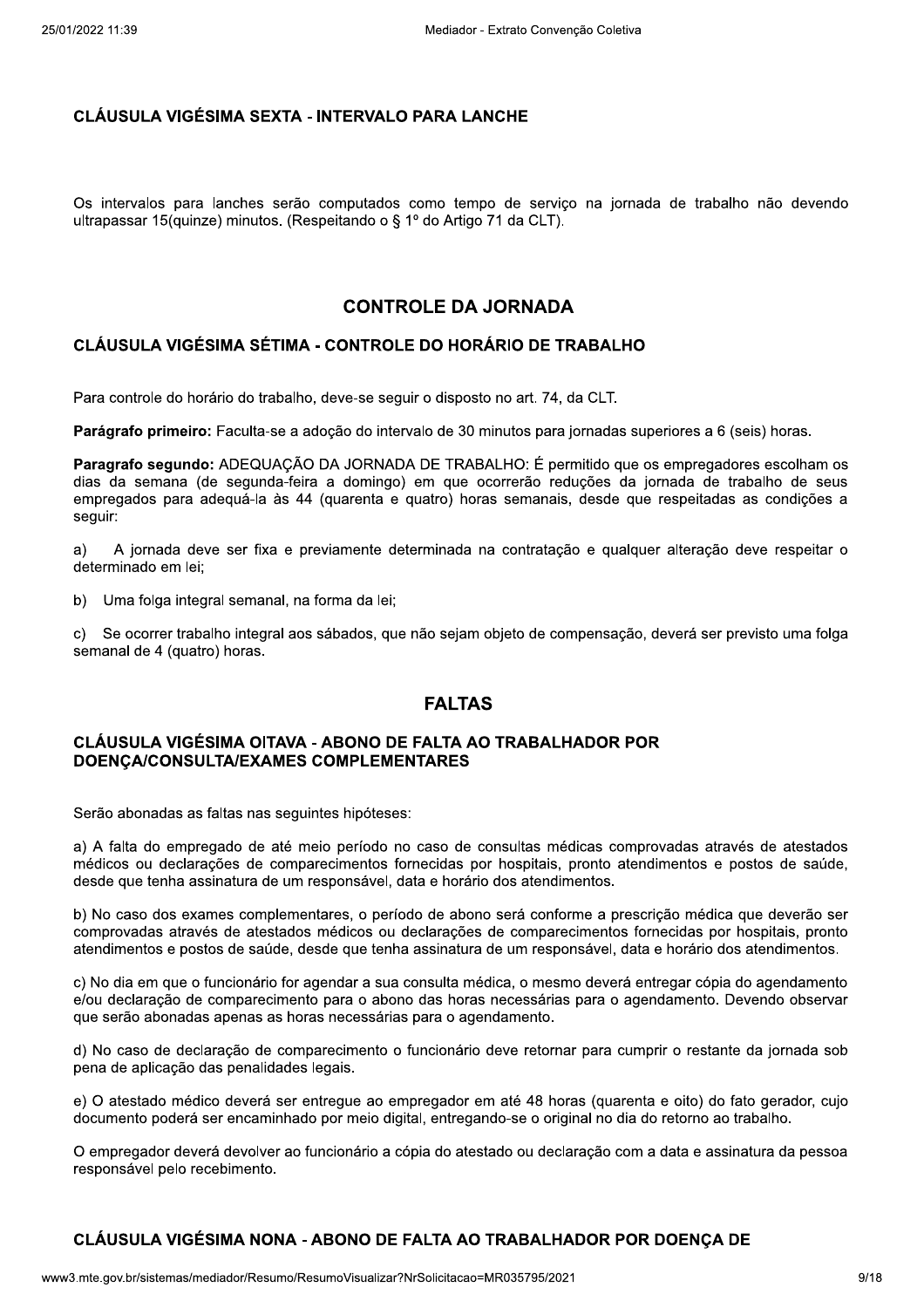### CLÁUSULA VIGÉSIMA SEXTA - INTERVALO PARA LANCHE

Os intervalos para lanches serão computados como tempo de serviço na jornada de trabalho não devendo ultrapassar 15(quinze) minutos. (Respeitando o § 1º do Artigo 71 da CLT).

## CONTROLE DA JORNADA

### CLÁUSULA VIGÉSIMA SÉTIMA - CONTROLE DO HORÁRIO DE TRABALHO

Para controle do horário do trabalho, deve-se seguir o disposto no art. 74, da CLT.

**Parágrafo primeiro:** Faculta-se a adoção do intervalo de 30 minutos para jornadas superiores a 6 (seis) horas.

**Paragrafo segundo:** ADEQUAÇÃO DA JORNADA DE TRABALHO: É permitido que os empregadores escolham os dias da semana (de segunda-feira a domingo) em que ocorrerão reduções da jornada de trabalho de seus empregados para adequá-la às 44 (quarenta e quatro) horas semanais, desde que respeitadas as condições a seguir:

a) A jornada deve ser fixa e previamente determinada na contratação e qualquer alteração deve respeitar o determinado em lei;

b) Uma folga integral semanal, na forma da lei;

c) Se ocorrer trabalho integral aos sábados, que não sejam objeto de compensação, deverá ser previsto uma folga semanal de 4 (quatro) horas.

## FALTAS

### CLÁUSULA VIGÉSIMA OITAVA - ABONO DE FALTA AO TRABALHADOR POR DOENÇA/CONSULTA/EXAMES COMPLEMENTARES

Serão abonadas as faltas nas seguintes hipóteses:

a) A falta do empregado de até meio período no caso de consultas médicas comprovadas através de atestados médicos ou declarações de comparecimentos fornecidas por hospitais, pronto atendimentos e postos de saúde, desde que tenha assinatura de um responsável, data e horário dos atendimentos.

b) No caso dos exames complementares, o período de abono será conforme a prescrição médica que deverão ser comprovadas através de atestados médicos ou declarações de comparecimentos fornecidas por hospitais, pronto atendimentos e postos de saúde, desde que tenha assinatura de um responsável, data e horário dos atendimentos.

c) No dia em que o funcionário for agendar a sua consulta médica, o mesmo deverá entregar cópia do agendamento e/ou declaração de comparecimento para o abono das horas necessárias para o agendamento. Devendo observar que serão abonadas apenas as horas necessárias para o agendamento.

d) No caso de declaração de comparecimento o funcionário deve retornar para cumprir o restante da jornada sob pena de aplicação das penalidades legais.

e) O atestado médico deverá ser entregue ao empregador em até 48 horas (quarenta e oito) do fato gerador, cujo documento poderá ser encaminhado por meio digital, entregando-se o original no dia do retorno ao trabalho.

O empregador deverá devolver ao funcionário a cópia do atestado ou declaração com a data e assinatura da pessoa responsável pelo recebimento.

### CLÁUSULA VIGÉSIMA NONA - ABONO DE FALTA AO TRABALHADOR POR DOENÇA DE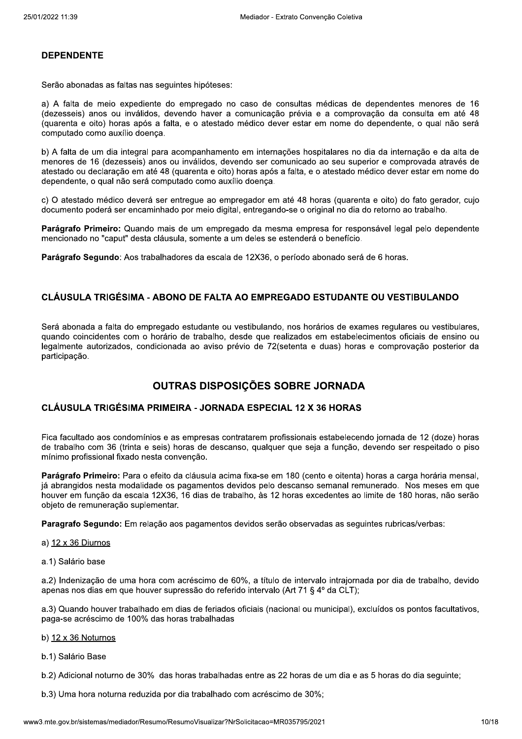### DEPENDENTE

Serão abonadas as faltas nas seguintes hipóteses:

a) A falta de meio expediente do empregado no caso de consultas médicas de dependentes menores de 16 (dezesseis) anos ou inválidos, devendo haver a comunicação prévia e a comprovação da consulta em até 48 (quarenta e oito) horas após a falta, e o atestado médico dever estar em nome do dependente, o qual não será computado como auxílio doença.

b) A falta de um dia integral para acompanhamento em internações hospitalares no dia da internação e da alta de menores de 16 (dezesseis) anos ou inválidos, devendo ser comunicado ao seu superior e comprovada através de atestado ou declaração em até 48 (quarenta e oito) horas após a falta, e o atestado médico dever estar em nome do dependente, o qual não será computado como auxílio doença.

c) O atestado médico deverá ser entregue ao empregador em até 48 horas (quarenta e oito) do fato gerador, cujo documento poderá ser encaminhado por meio digital, entregando-se o original no dia do retorno ao trabalho.

**Parágrafo Primeiro:** Quando mais de um empregado da mesma empresa for responsável legal pelo dependente mencionado no "caput" desta cláusula, somente a um deles se estenderá o benefício.

**Parágrafo Segundo**: Aos trabalhadores da escala de 12X36, o período abonado será de 6 horas.

### CLÁUSULA TRIGÉSIMA - ABONO DE FALTA AO EMPREGADO ESTUDANTE OU VESTIBULANDO

Será abonada a falta do empregado estudante ou vestibulando, nos horários de exames regulares ou vestibulares, quando coincidentes com o horário de trabalho, desde que realizados em estabelecimentos oficiais de ensino ou legalmente autorizados, condicionada ao aviso prévio de 72(setenta e duas) horas e comprovação posterior da participação.

## OUTRAS DISPOSIÇÕES SOBRE JORNADA

### CLÁUSULA TRIGÉSIMA PRIMEIRA - JORNADA ESPECIAL 12 X 36 HORAS

Fica facultado aos condomínios e as empresas contratarem profissionais estabelecendo jornada de 12 (doze) horas de trabalho com 36 (trinta e seis) horas de descanso, qualquer que seja a função, devendo ser respeitado o piso mínimo profissional fixado nesta convenção.

**Parágrafo Primeiro:** Para o efeito da cláusula acima fixa-se em 180 (cento e oitenta) horas a carga horária mensal, já abrangidos nesta modalidade os pagamentos devidos pelo descanso semanal remunerado. Nos meses em que houver em função da escala 12X36, 16 dias de trabalho, às 12 horas excedentes ao limite de 180 horas, não serão objeto de remuneração suplementar.

**Paragrafo Segundo:** Em relação aos pagamentos devidos serão observadas as seguintes rubricas/verbas:

a) <u>12 x 36 Diurnos</u>

a.1) Salário base

a.2) Indenização de uma hora com acréscimo de 60%, a título de intervalo intrajornada por dia de trabalho, devido apenas nos dias em que houver supressão do referido intervalo (Art 71 § 4º da CLT);

a.3) Quando houver trabalhado em dias de feriados oficiais (nacional ou municipal), excluídos os pontos facultativos, paga-se acréscimo de 100% das horas trabalhadas

b) <u>12 x 36 Noturnos</u>

b.1) Salário Base

b.2) Adicional noturno de 30% das horas trabalhadas entre as 22 horas de um dia e as 5 horas do dia seguinte;

b.3) Uma hora noturna reduzida por dia trabalhado com acréscimo de 30%;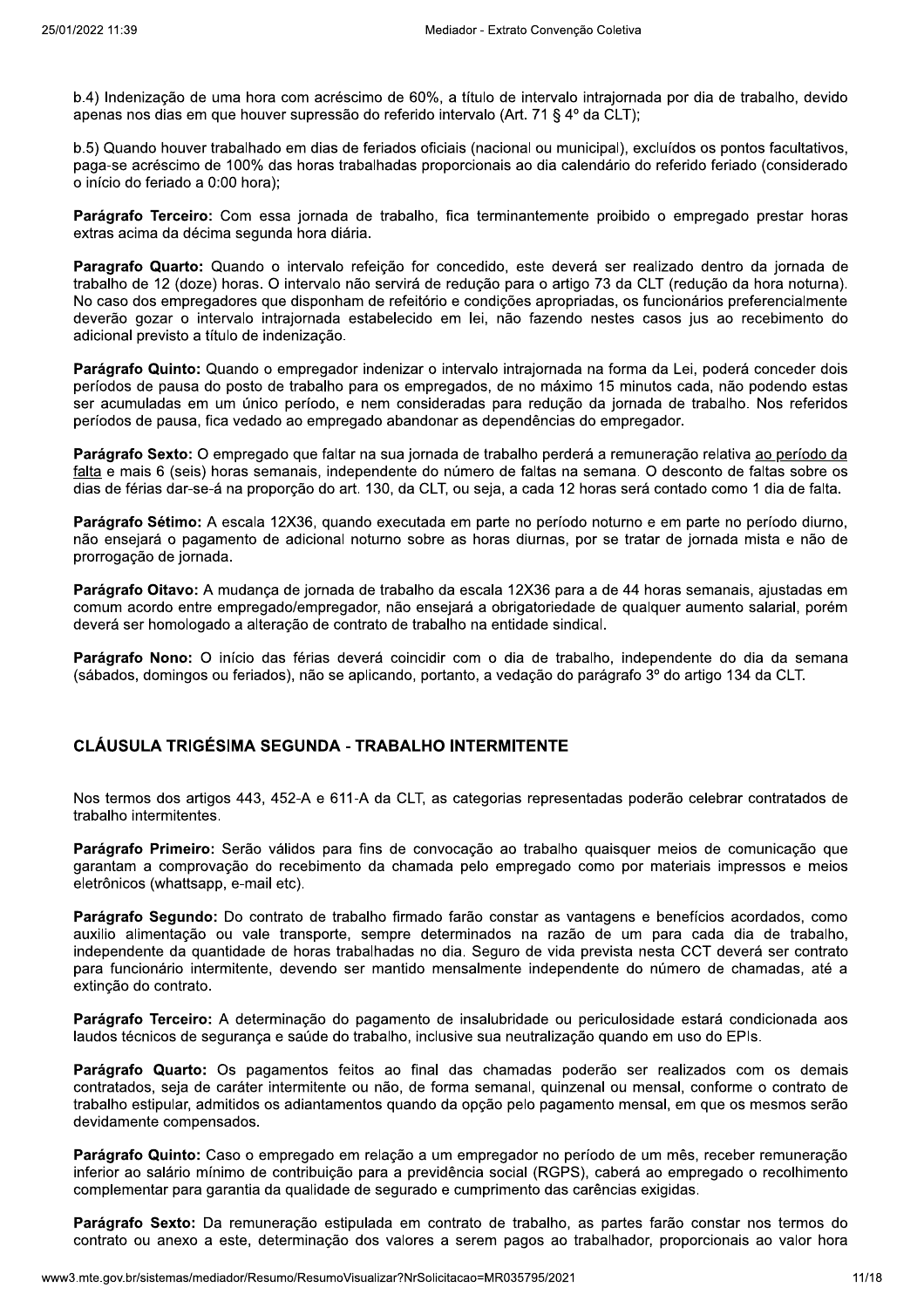b.4) Indenização de uma hora com acréscimo de 60%, a título de intervalo intrajornada por dia de trabalho, devido apenas nos dias em que houver supressão do referido intervalo (Art. 71 § 4º da CLT);

b.5) Quando houver trabalhado em dias de feriados oficiais (nacional ou municipal), excluídos os pontos facultativos, paga-se acréscimo de 100% das horas trabalhadas proporcionais ao dia calendário do referido feriado (considerado o início do feriado a 0:00 hora);

**Parágrafo Terceiro:** Com essa jornada de trabalho, fica terminantemente proibido o empregado prestar horas extras acima da décima segunda hora diária.

**Paragrafo Quarto:** Quando o intervalo refeição for concedido, este deverá ser realizado dentro da jornada de trabalho de 12 (doze) horas. O intervalo não servirá de redução para o artigo 73 da CLT (redução da hora noturna). No caso dos empregadores que disponham de refeitório e condições apropriadas, os funcionários preferencialmente deverão gozar o intervalo intrajornada estabelecido em lei, não fazendo nestes casos jus ao recebimento do adicional previsto a título de indenização.

**Parágrafo Quinto:** Quando o empregador indenizar o intervalo intrajornada na forma da Lei, poderá conceder dois períodos de pausa do posto de trabalho para os empregados, de no máximo 15 minutos cada, não podendo estas ser acumuladas em um único período, e nem consideradas para redução da jornada de trabalho. Nos referidos períodos de pausa, fica vedado ao empregado abandonar as dependências do empregador.

**Parágrafo Sexto:** O empregado que faltar na sua jornada de trabalho perderá a remuneração relativa ao período da falta e mais 6 (seis) horas semanais, independente do número de faltas na semana. O desconto de faltas sobre os dias de férias dar-se-á na proporção do art. 130, da CLT, ou seja, a cada 12 horas será contado como 1 dia de falta.

**Parágrafo Sétimo:** A escala 12X36, quando executada em parte no período noturno e em parte no período diurno, não ensejará o pagamento de adicional noturno sobre as horas diurnas, por se tratar de jornada mista e não de prorrogação de jornada.

**Parágrafo Oitavo:** A mudança de jornada de trabalho da escala 12X36 para a de 44 horas semanais, ajustadas em comum acordo entre empregado/empregador, não ensejará a obrigatoriedade de qualquer aumento salarial, porém deverá ser homologado a alteração de contrato de trabalho na entidade sindical.

**Parágrafo Nono:** O início das férias deverá coincidir com o dia de trabalho, independente do dia da semana (sábados, domingos ou feriados), não se aplicando, portanto, a vedação do parágrafo 3º do artigo 134 da CLT.

## CLÁUSULA TRIGÉSIMA SEGUNDA - TRABALHO INTERMITENTE

Nos termos dos artigos 443, 452-A e 611-A da CLT, as categorias representadas poderão celebrar contratados de trabalho intermitentes.

**Parágrafo Primeiro:** Serão válidos para fins de convocação ao trabalho quaisquer meios de comunicação que garantam a comprovação do recebimento da chamada pelo empregado como por materiais impressos e meios eletrônicos (whattsapp, e-mail etc).

**Parágrafo Segundo:** Do contrato de trabalho firmado farão constar as vantagens e benefícios acordados, como auxilio alimentação ou vale transporte, sempre determinados na razão de um para cada dia de trabalho, independente da quantidade de horas trabalhadas no dia. Seguro de vida prevista nesta CCT deverá ser contrato para funcionário intermitente, devendo ser mantido mensalmente independente do número de chamadas, até a extinção do contrato.

**Parágrafo Terceiro:** A determinação do pagamento de insalubridade ou periculosidade estará condicionada aos laudos técnicos de segurança e saúde do trabalho, inclusive sua neutralização quando em uso do EPIs.

**Parágrafo Quarto:** Os pagamentos feitos ao final das chamadas poderão ser realizados com os demais contratados, seja de caráter intermitente ou não, de forma semanal, quinzenal ou mensal, conforme o contrato de trabalho estipular, admitidos os adiantamentos quando da opção pelo pagamento mensal, em que os mesmos serão devidamente compensados.

**Parágrafo Quinto:** Caso o empregado em relação a um empregador no período de um mês, receber remuneração inferior ao salário mínimo de contribuição para a previdência social (RGPS), caberá ao empregado o recolhimento complementar para garantia da qualidade de segurado e cumprimento das carências exigidas.

**Parágrafo Sexto:** Da remuneração estipulada em contrato de trabalho, as partes farão constar nos termos do contrato ou anexo a este, determinação dos valores a serem pagos ao trabalhador, proporcionais ao valor hora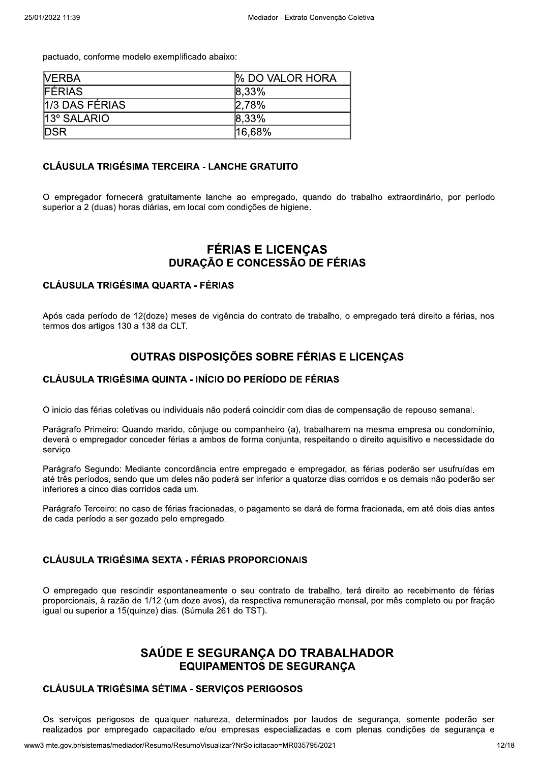pactuado, conforme modelo exemplificado abaixo:

| VERBA | % DO VALOR HORA |
| --- | --- |
| FÉRIAS | 8,33% |
| 1/3 DAS FÉRIAS | 2,78% |
| 13º SALARIO | 8,33% |
| DSR | 16,68% |

### CLÁUSULA TRIGÉSIMA TERCEIRA - LANCHE GRATUITO

O empregador fornecerá gratuitamente lanche ao empregado, quando do trabalho extraordinário, por período superior a 2 (duas) horas diárias, em local com condições de higiene.

## FÉRIAS E LICENÇAS
## DURAÇÃO E CONCESSÃO DE FÉRIAS

### CLÁUSULA TRIGÉSIMA QUARTA - FÉRIAS

Após cada período de 12(doze) meses de vigência do contrato de trabalho, o empregado terá direito a férias, nos termos dos artigos 130 a 138 da CLT.

## OUTRAS DISPOSIÇÕES SOBRE FÉRIAS E LICENÇAS

### CLÁUSULA TRIGÉSIMA QUINTA - INÍCIO DO PERÍODO DE FÉRIAS

O inicio das férias coletivas ou individuais não poderá coincidir com dias de compensação de repouso semanal.

Parágrafo Primeiro: Quando marido, cônjuge ou companheiro (a), trabalharem na mesma empresa ou condomínio, deverá o empregador conceder férias a ambos de forma conjunta, respeitando o direito aquisitivo e necessidade do serviço.

Parágrafo Segundo: Mediante concordância entre empregado e empregador, as férias poderão ser usufruídas em até três períodos, sendo que um deles não poderá ser inferior a quatorze dias corridos e os demais não poderão ser inferiores a cinco dias corridos cada um.

Parágrafo Terceiro: no caso de férias fracionadas, o pagamento se dará de forma fracionada, em até dois dias antes de cada período a ser gozado pelo empregado.

### CLÁUSULA TRIGÉSIMA SEXTA - FÉRIAS PROPORCIONAIS

O empregado que rescindir espontaneamente o seu contrato de trabalho, terá direito ao recebimento de férias proporcionais, à razão de 1/12 (um doze avos), da respectiva remuneração mensal, por mês completo ou por fração igual ou superior a 15(quinze) dias. (Súmula 261 do TST).

## SAÚDE E SEGURANÇA DO TRABALHADOR
## EQUIPAMENTOS DE SEGURANÇA

### CLÁUSULA TRIGÉSIMA SÉTIMA - SERVIÇOS PERIGOSOS

Os serviços perigosos de qualquer natureza, determinados por laudos de segurança, somente poderão ser realizados por empregado capacitado e/ou empresas especializadas e com plenas condições de segurança e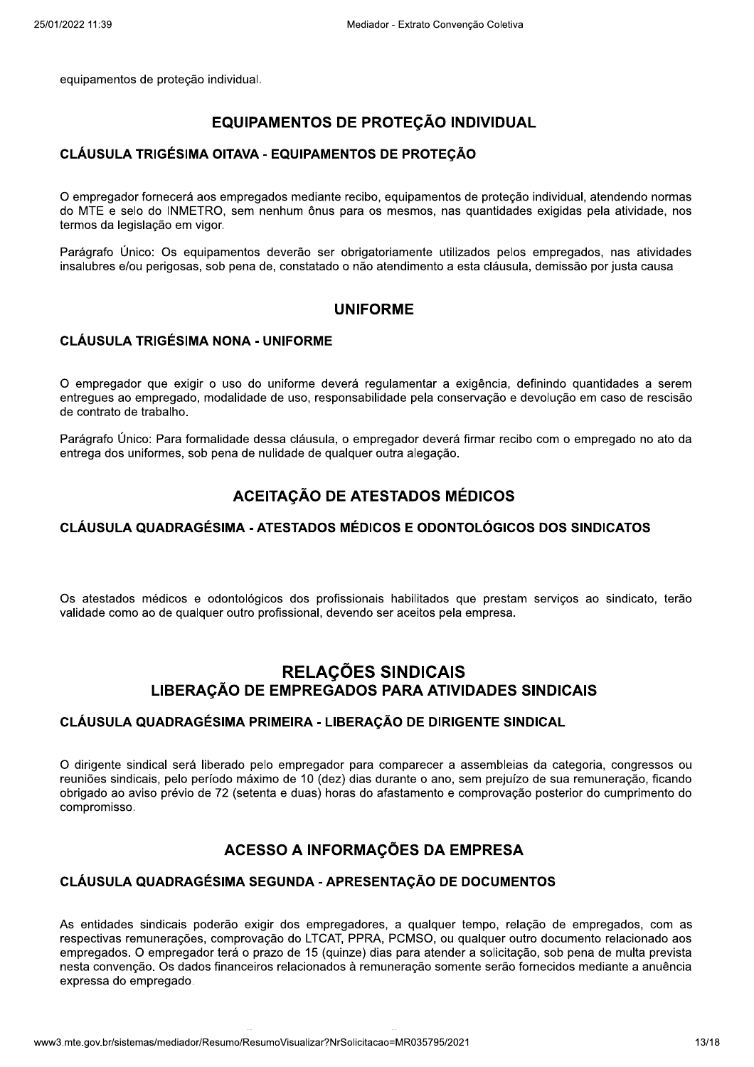equipamentos de proteção individual.

## EQUIPAMENTOS DE PROTEÇÃO INDIVIDUAL

### CLÁUSULA TRIGÉSIMA OITAVA - EQUIPAMENTOS DE PROTEÇÃO

O empregador fornecerá aos empregados mediante recibo, equipamentos de proteção individual, atendendo normas do MTE e selo do INMETRO, sem nenhum ônus para os mesmos, nas quantidades exigidas pela atividade, nos termos da legislação em vigor.

Parágrafo Único: Os equipamentos deverão ser obrigatoriamente utilizados pelos empregados, nas atividades insalubres e/ou perigosas, sob pena de, constatado o não atendimento a esta cláusula, demissão por justa causa

## UNIFORME

### CLÁUSULA TRIGÉSIMA NONA - UNIFORME

O empregador que exigir o uso do uniforme deverá regulamentar a exigência, definindo quantidades a serem entregues ao empregado, modalidade de uso, responsabilidade pela conservação e devolução em caso de rescisão de contrato de trabalho.

Parágrafo Único: Para formalidade dessa cláusula, o empregador deverá firmar recibo com o empregado no ato da entrega dos uniformes, sob pena de nulidade de qualquer outra alegação.

## ACEITAÇÃO DE ATESTADOS MÉDICOS

### CLÁUSULA QUADRAGÉSIMA - ATESTADOS MÉDICOS E ODONTOLÓGICOS DOS SINDICATOS

Os atestados médicos e odontológicos dos profissionais habilitados que prestam serviços ao sindicato, terão validade como ao de qualquer outro profissional, devendo ser aceitos pela empresa.

# RELAÇÕES SINDICAIS

## LIBERAÇÃO DE EMPREGADOS PARA ATIVIDADES SINDICAIS

### CLÁUSULA QUADRAGÉSIMA PRIMEIRA - LIBERAÇÃO DE DIRIGENTE SINDICAL

O dirigente sindical será liberado pelo empregador para comparecer a assembleias da categoria, congressos ou reuniões sindicais, pelo período máximo de 10 (dez) dias durante o ano, sem prejuízo de sua remuneração, ficando obrigado ao aviso prévio de 72 (setenta e duas) horas do afastamento e comprovação posterior do cumprimento do compromisso.

## ACESSO A INFORMAÇÕES DA EMPRESA

### CLÁUSULA QUADRAGÉSIMA SEGUNDA - APRESENTAÇÃO DE DOCUMENTOS

As entidades sindicais poderão exigir dos empregadores, a qualquer tempo, relação de empregados, com as respectivas remunerações, comprovação do LTCAT, PPRA, PCMSO, ou qualquer outro documento relacionado aos empregados. O empregador terá o prazo de 15 (quinze) dias para atender a solicitação, sob pena de multa prevista nesta convenção. Os dados financeiros relacionados à remuneração somente serão fornecidos mediante a anuência expressa do empregado.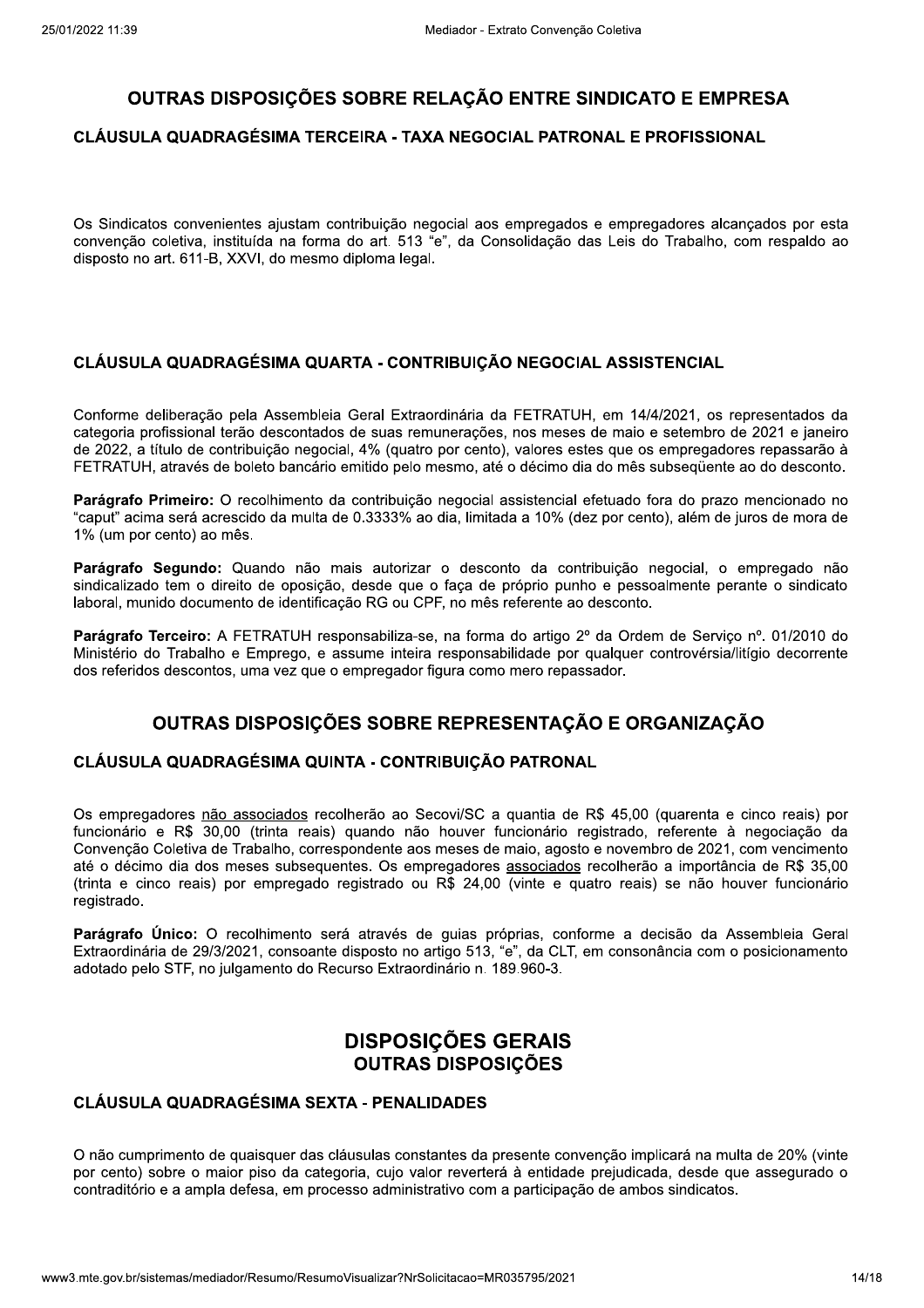## OUTRAS DISPOSIÇÕES SOBRE RELAÇÃO ENTRE SINDICATO E EMPRESA

### CLÁUSULA QUADRAGÉSIMA TERCEIRA - TAXA NEGOCIAL PATRONAL E PROFISSIONAL

Os Sindicatos convenientes ajustam contribuição negocial aos empregados e empregadores alcançados por esta convenção coletiva, instituída na forma do art. 513 "e", da Consolidação das Leis do Trabalho, com respaldo ao disposto no art. 611-B, XXVI, do mesmo diploma legal.

### CLÁUSULA QUADRAGÉSIMA QUARTA - CONTRIBUIÇÃO NEGOCIAL ASSISTENCIAL

Conforme deliberação pela Assembleia Geral Extraordinária da FETRATUH, em 14/4/2021, os representados da categoria profissional terão descontados de suas remunerações, nos meses de maio e setembro de 2021 e janeiro de 2022, a título de contribuição negocial, 4% (quatro por cento), valores estes que os empregadores repassarão à FETRATUH, através de boleto bancário emitido pelo mesmo, até o décimo dia do mês subseqüente ao do desconto.

**Parágrafo Primeiro:** O recolhimento da contribuição negocial assistencial efetuado fora do prazo mencionado no "caput" acima será acrescido da multa de 0.3333% ao dia, limitada a 10% (dez por cento), além de juros de mora de 1% (um por cento) ao mês.

**Parágrafo Segundo:** Quando não mais autorizar o desconto da contribuição negocial, o empregado não sindicalizado tem o direito de oposição, desde que o faça de próprio punho e pessoalmente perante o sindicato laboral, munido documento de identificação RG ou CPF, no mês referente ao desconto.

**Parágrafo Terceiro:** A FETRATUH responsabiliza-se, na forma do artigo 2º da Ordem de Serviço nº. 01/2010 do Ministério do Trabalho e Emprego, e assume inteira responsabilidade por qualquer controvérsia/litígio decorrente dos referidos descontos, uma vez que o empregador figura como mero repassador.

## OUTRAS DISPOSIÇÕES SOBRE REPRESENTAÇÃO E ORGANIZAÇÃO

### CLÁUSULA QUADRAGÉSIMA QUINTA - CONTRIBUIÇÃO PATRONAL

Os empregadores <u>não associados</u> recolherão ao Secovi/SC a quantia de R$ 45,00 (quarenta e cinco reais) por funcionário e R$ 30,00 (trinta reais) quando não houver funcionário registrado, referente à negociação da Convenção Coletiva de Trabalho, correspondente aos meses de maio, agosto e novembro de 2021, com vencimento até o décimo dia dos meses subsequentes. Os empregadores <u>associados</u> recolherão a importância de R$ 35,00 (trinta e cinco reais) por empregado registrado ou R$ 24,00 (vinte e quatro reais) se não houver funcionário registrado.

**Parágrafo Único:** O recolhimento será através de guias próprias, conforme a decisão da Assembleia Geral Extraordinária de 29/3/2021, consoante disposto no artigo 513, "e", da CLT, em consonância com o posicionamento adotado pelo STF, no julgamento do Recurso Extraordinário n. 189.960-3.

# DISPOSIÇÕES GERAIS

## OUTRAS DISPOSIÇÕES

### CLÁUSULA QUADRAGÉSIMA SEXTA - PENALIDADES

O não cumprimento de quaisquer das cláusulas constantes da presente convenção implicará na multa de 20% (vinte por cento) sobre o maior piso da categoria, cujo valor reverterá à entidade prejudicada, desde que assegurado o contraditório e a ampla defesa, em processo administrativo com a participação de ambos sindicatos.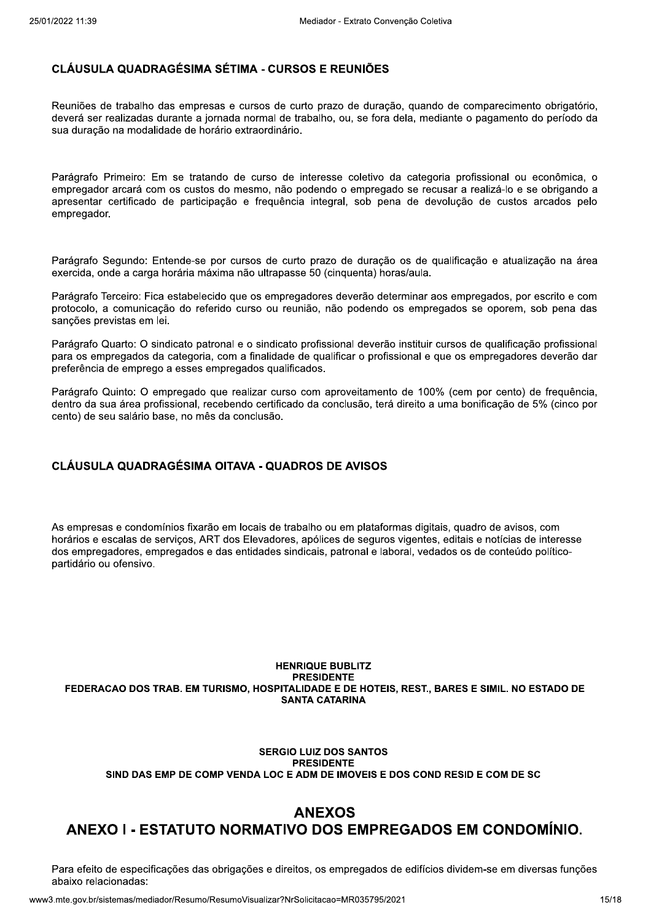### CLÁUSULA QUADRAGÉSIMA SÉTIMA - CURSOS E REUNIÕES

Reuniões de trabalho das empresas e cursos de curto prazo de duração, quando de comparecimento obrigatório, deverá ser realizadas durante a jornada normal de trabalho, ou, se fora dela, mediante o pagamento do período da sua duração na modalidade de horário extraordinário.

Parágrafo Primeiro: Em se tratando de curso de interesse coletivo da categoria profissional ou econômica, o empregador arcará com os custos do mesmo, não podendo o empregado se recusar a realizá-lo e se obrigando a apresentar certificado de participação e frequência integral, sob pena de devolução de custos arcados pelo empregador.

Parágrafo Segundo: Entende-se por cursos de curto prazo de duração os de qualificação e atualização na área exercida, onde a carga horária máxima não ultrapasse 50 (cinquenta) horas/aula.

Parágrafo Terceiro: Fica estabelecido que os empregadores deverão determinar aos empregados, por escrito e com protocolo, a comunicação do referido curso ou reunião, não podendo os empregados se oporem, sob pena das sanções previstas em lei.

Parágrafo Quarto: O sindicato patronal e o sindicato profissional deverão instituir cursos de qualificação profissional para os empregados da categoria, com a finalidade de qualificar o profissional e que os empregadores deverão dar preferência de emprego a esses empregados qualificados.

Parágrafo Quinto: O empregado que realizar curso com aproveitamento de 100% (cem por cento) de frequência, dentro da sua área profissional, recebendo certificado da conclusão, terá direito a uma bonificação de 5% (cinco por cento) de seu salário base, no mês da conclusão.

### CLÁUSULA QUADRAGÉSIMA OITAVA - QUADROS DE AVISOS

As empresas e condomínios fixarão em locais de trabalho ou em plataformas digitais, quadro de avisos, com horários e escalas de serviços, ART dos Elevadores, apólices de seguros vigentes, editais e notícias de interesse dos empregadores, empregados e das entidades sindicais, patronal e laboral, vedados os de conteúdo político-partidário ou ofensivo.

**HENRIQUE BUBLITZ**
**PRESIDENTE**
**FEDERACAO DOS TRAB. EM TURISMO, HOSPITALIDADE E DE HOTEIS, REST., BARES E SIMIL. NO ESTADO DE SANTA CATARINA**

**SERGIO LUIZ DOS SANTOS**
**PRESIDENTE**
**SIND DAS EMP DE COMP VENDA LOC E ADM DE IMOVEIS E DOS COND RESID E COM DE SC**

## ANEXOS

## ANEXO I - ESTATUTO NORMATIVO DOS EMPREGADOS EM CONDOMÍNIO.

Para efeito de especificações das obrigações e direitos, os empregados de edifícios dividem-se em diversas funções abaixo relacionadas: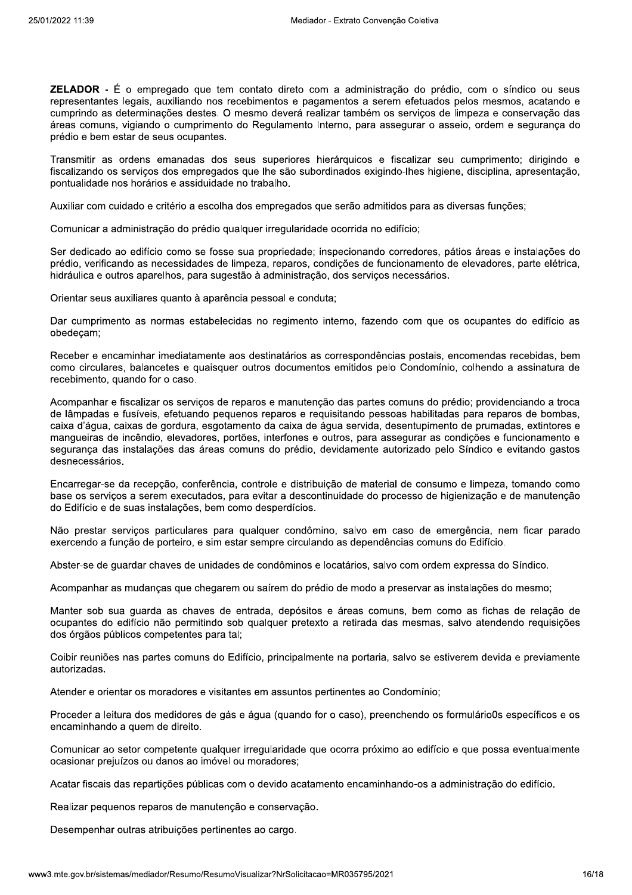**ZELADOR** - É o empregado que tem contato direto com a administração do prédio, com o síndico ou seus representantes legais, auxiliando nos recebimentos e pagamentos a serem efetuados pelos mesmos, acatando e cumprindo as determinações destes. O mesmo deverá realizar também os serviços de limpeza e conservação das áreas comuns, vigiando o cumprimento do Regulamento Interno, para assegurar o asseio, ordem e segurança do prédio e bem estar de seus ocupantes.

Transmitir as ordens emanadas dos seus superiores hierárquicos e fiscalizar seu cumprimento; dirigindo e fiscalizando os serviços dos empregados que lhe são subordinados exigindo-lhes higiene, disciplina, apresentação, pontualidade nos horários e assiduidade no trabalho.

Auxiliar com cuidado e critério a escolha dos empregados que serão admitidos para as diversas funções;

Comunicar a administração do prédio qualquer irregularidade ocorrida no edifício;

Ser dedicado ao edifício como se fosse sua propriedade; inspecionando corredores, pátios áreas e instalações do prédio, verificando as necessidades de limpeza, reparos, condições de funcionamento de elevadores, parte elétrica, hidráulica e outros aparelhos, para sugestão à administração, dos serviços necessários.

Orientar seus auxiliares quanto à aparência pessoal e conduta;

Dar cumprimento as normas estabelecidas no regimento interno, fazendo com que os ocupantes do edifício as obedeçam;

Receber e encaminhar imediatamente aos destinatários as correspondências postais, encomendas recebidas, bem como circulares, balancetes e quaisquer outros documentos emitidos pelo Condomínio, colhendo a assinatura de recebimento, quando for o caso.

Acompanhar e fiscalizar os serviços de reparos e manutenção das partes comuns do prédio; providenciando a troca de lâmpadas e fusíveis, efetuando pequenos reparos e requisitando pessoas habilitadas para reparos de bombas, caixa d'água, caixas de gordura, esgotamento da caixa de água servida, desentupimento de prumadas, extintores e mangueiras de incêndio, elevadores, portões, interfones e outros, para assegurar as condições e funcionamento e segurança das instalações das áreas comuns do prédio, devidamente autorizado pelo Síndico e evitando gastos desnecessários.

Encarregar-se da recepção, conferência, controle e distribuição de material de consumo e limpeza, tomando como base os serviços a serem executados, para evitar a descontinuidade do processo de higienização e de manutenção do Edifício e de suas instalações, bem como desperdícios.

Não prestar serviços particulares para qualquer condômino, salvo em caso de emergência, nem ficar parado exercendo a função de porteiro, e sim estar sempre circulando as dependências comuns do Edifício.

Abster-se de guardar chaves de unidades de condôminos e locatários, salvo com ordem expressa do Síndico.

Acompanhar as mudanças que chegarem ou saírem do prédio de modo a preservar as instalações do mesmo;

Manter sob sua guarda as chaves de entrada, depósitos e áreas comuns, bem como as fichas de relação de ocupantes do edifício não permitindo sob qualquer pretexto a retirada das mesmas, salvo atendendo requisições dos órgãos públicos competentes para tal;

Coibir reuniões nas partes comuns do Edifício, principalmente na portaria, salvo se estiverem devida e previamente autorizadas.

Atender e orientar os moradores e visitantes em assuntos pertinentes ao Condomínio;

Proceder a leitura dos medidores de gás e água (quando for o caso), preenchendo os formulário0s específicos e os encaminhando a quem de direito.

Comunicar ao setor competente qualquer irregularidade que ocorra próximo ao edifício e que possa eventualmente ocasionar prejuízos ou danos ao imóvel ou moradores;

Acatar fiscais das repartições públicas com o devido acatamento encaminhando-os a administração do edifício.

Realizar pequenos reparos de manutenção e conservação.

Desempenhar outras atribuições pertinentes ao cargo.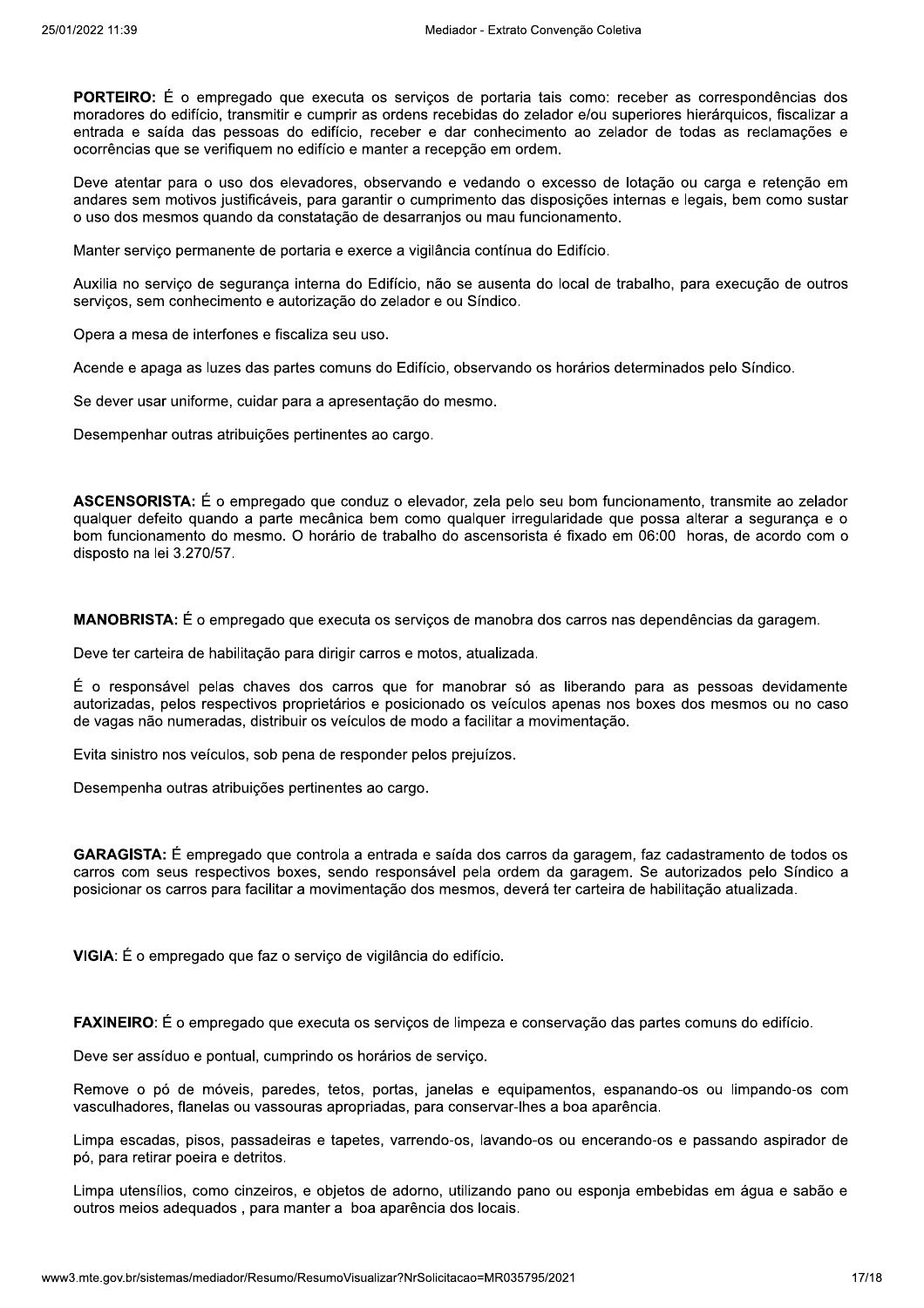**PORTEIRO:** É o empregado que executa os serviços de portaria tais como: receber as correspondências dos moradores do edifício, transmitir e cumprir as ordens recebidas do zelador e/ou superiores hierárquicos, fiscalizar a entrada e saída das pessoas do edifício, receber e dar conhecimento ao zelador de todas as reclamações e ocorrências que se verifiquem no edifício e manter a recepção em ordem.

Deve atentar para o uso dos elevadores, observando e vedando o excesso de lotação ou carga e retenção em andares sem motivos justificáveis, para garantir o cumprimento das disposições internas e legais, bem como sustar o uso dos mesmos quando da constatação de desarranjos ou mau funcionamento.

Manter serviço permanente de portaria e exerce a vigilância contínua do Edifício.

Auxilia no serviço de segurança interna do Edifício, não se ausenta do local de trabalho, para execução de outros serviços, sem conhecimento e autorização do zelador e ou Síndico.

Opera a mesa de interfones e fiscaliza seu uso.

Acende e apaga as luzes das partes comuns do Edifício, observando os horários determinados pelo Síndico.

Se dever usar uniforme, cuidar para a apresentação do mesmo.

Desempenhar outras atribuições pertinentes ao cargo.

**ASCENSORISTA:** É o empregado que conduz o elevador, zela pelo seu bom funcionamento, transmite ao zelador qualquer defeito quando a parte mecânica bem como qualquer irregularidade que possa alterar a segurança e o bom funcionamento do mesmo. O horário de trabalho do ascensorista é fixado em 06:00 horas, de acordo com o disposto na lei 3.270/57.

**MANOBRISTA:** É o empregado que executa os serviços de manobra dos carros nas dependências da garagem.

Deve ter carteira de habilitação para dirigir carros e motos, atualizada.

É o responsável pelas chaves dos carros que for manobrar só as liberando para as pessoas devidamente autorizadas, pelos respectivos proprietários e posicionado os veículos apenas nos boxes dos mesmos ou no caso de vagas não numeradas, distribuir os veículos de modo a facilitar a movimentação.

Evita sinistro nos veículos, sob pena de responder pelos prejuízos.

Desempenha outras atribuições pertinentes ao cargo.

**GARAGISTA:** É empregado que controla a entrada e saída dos carros da garagem, faz cadastramento de todos os carros com seus respectivos boxes, sendo responsável pela ordem da garagem. Se autorizados pelo Síndico a posicionar os carros para facilitar a movimentação dos mesmos, deverá ter carteira de habilitação atualizada.

**VIGIA**: É o empregado que faz o serviço de vigilância do edifício.

**FAXINEIRO**: É o empregado que executa os serviços de limpeza e conservação das partes comuns do edifício.

Deve ser assíduo e pontual, cumprindo os horários de serviço.

Remove o pó de móveis, paredes, tetos, portas, janelas e equipamentos, espanando-os ou limpando-os com vasculhadores, flanelas ou vassouras apropriadas, para conservar-lhes a boa aparência.

Limpa escadas, pisos, passadeiras e tapetes, varrendo-os, lavando-os ou encerando-os e passando aspirador de pó, para retirar poeira e detritos.

Limpa utensílios, como cinzeiros, e objetos de adorno, utilizando pano ou esponja embebidas em água e sabão e outros meios adequados , para manter a boa aparência dos locais.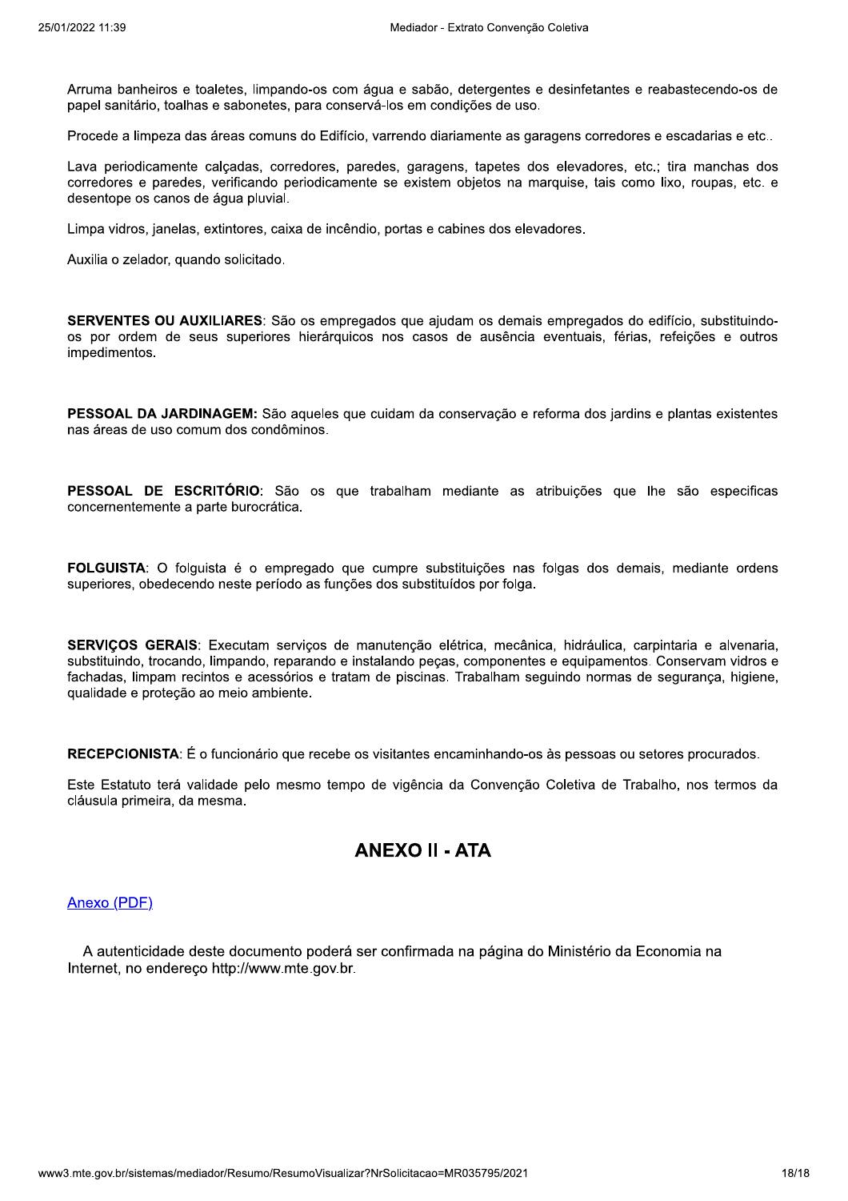Arruma banheiros e toaletes, limpando-os com água e sabão, detergentes e desinfetantes e reabastecendo-os de papel sanitário, toalhas e sabonetes, para conservá-los em condições de uso.

Procede a limpeza das áreas comuns do Edifício, varrendo diariamente as garagens corredores e escadarias e etc..

Lava periodicamente calçadas, corredores, paredes, garagens, tapetes dos elevadores, etc.; tira manchas dos corredores e paredes, verificando periodicamente se existem objetos na marquise, tais como lixo, roupas, etc. e desentope os canos de água pluvial.

Limpa vidros, janelas, extintores, caixa de incêndio, portas e cabines dos elevadores.

Auxilia o zelador, quando solicitado.

**SERVENTES OU AUXILIARES**: São os empregados que ajudam os demais empregados do edifício, substituindo-os por ordem de seus superiores hierárquicos nos casos de ausência eventuais, férias, refeições e outros impedimentos.

**PESSOAL DA JARDINAGEM:** São aqueles que cuidam da conservação e reforma dos jardins e plantas existentes nas áreas de uso comum dos condôminos.

**PESSOAL DE ESCRITÓRIO**: São os que trabalham mediante as atribuições que lhe são especificas concernentemente a parte burocrática.

**FOLGUISTA**: O folguista é o empregado que cumpre substituições nas folgas dos demais, mediante ordens superiores, obedecendo neste período as funções dos substituídos por folga.

**SERVIÇOS GERAIS**: Executam serviços de manutenção elétrica, mecânica, hidráulica, carpintaria e alvenaria, substituindo, trocando, limpando, reparando e instalando peças, componentes e equipamentos. Conservam vidros e fachadas, limpam recintos e acessórios e tratam de piscinas. Trabalham seguindo normas de segurança, higiene, qualidade e proteção ao meio ambiente.

**RECEPCIONISTA**: É o funcionário que recebe os visitantes encaminhando-os às pessoas ou setores procurados.

Este Estatuto terá validade pelo mesmo tempo de vigência da Convenção Coletiva de Trabalho, nos termos da cláusula primeira, da mesma.

## ANEXO II - ATA

Anexo (PDF)

A autenticidade deste documento poderá ser confirmada na página do Ministério da Economia na Internet, no endereço http://www.mte.gov.br.